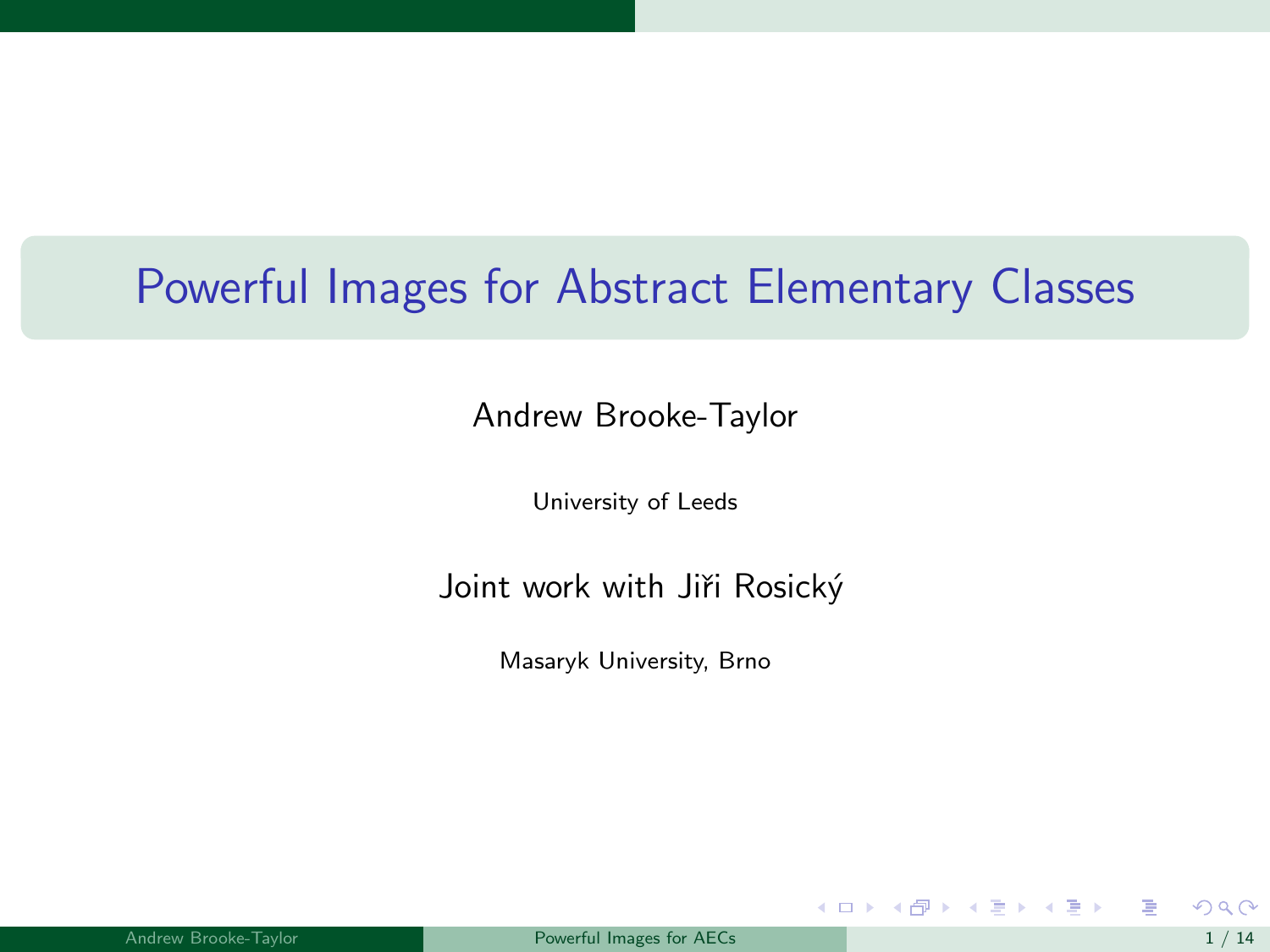# Powerful Images for Abstract Elementary Classes

Andrew Brooke-Taylor

University of Leeds

Joint work with Jiři Rosický

Masaryk University, Brno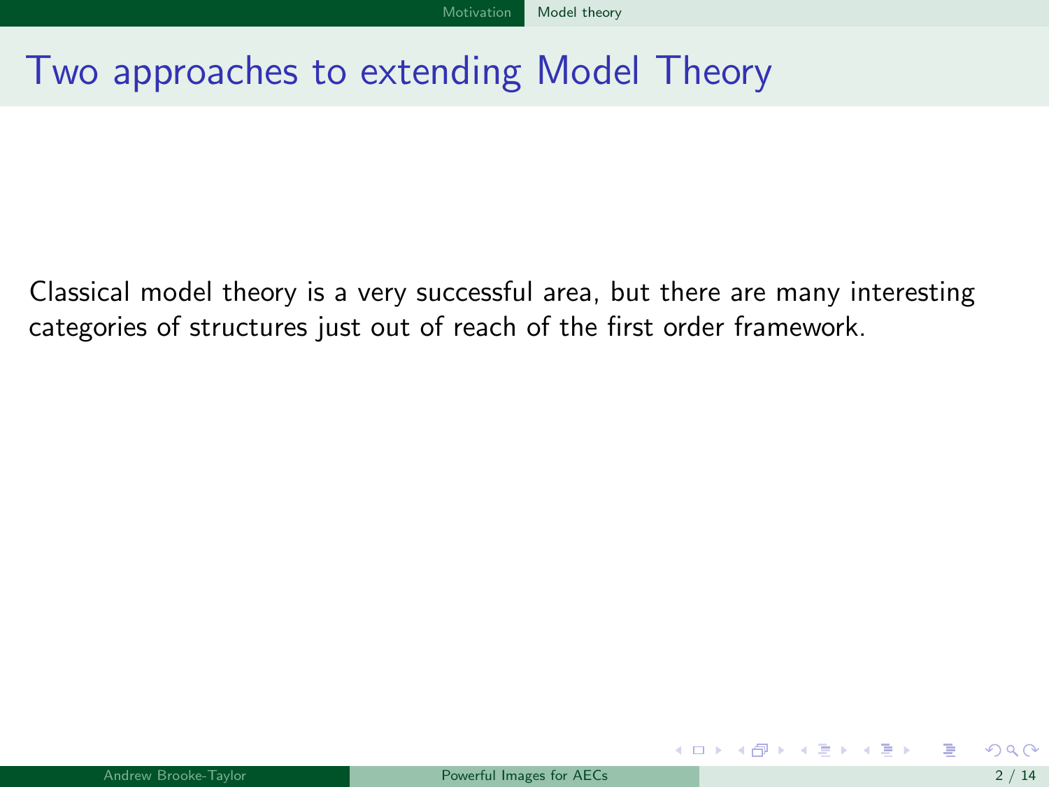# Two approaches to extending Model Theory

Classical model theory is a very successful area, but there are many interesting categories of structures just out of reach of the first order framework.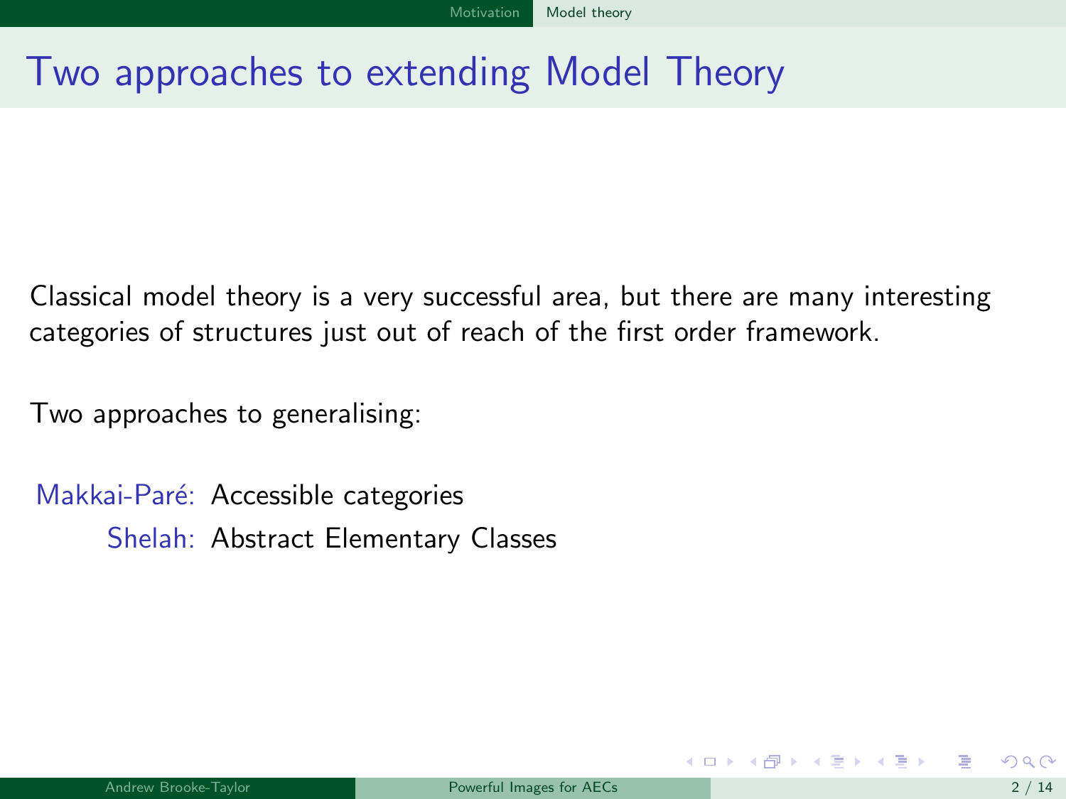# Two approaches to extending Model Theory

Classical model theory is a very successful area, but there are many interesting categories of structures just out of reach of the first order framework.

Two approaches to generalising:

Makkai-Paré: Accessible categories

Shelah: Abstract Elementary Classes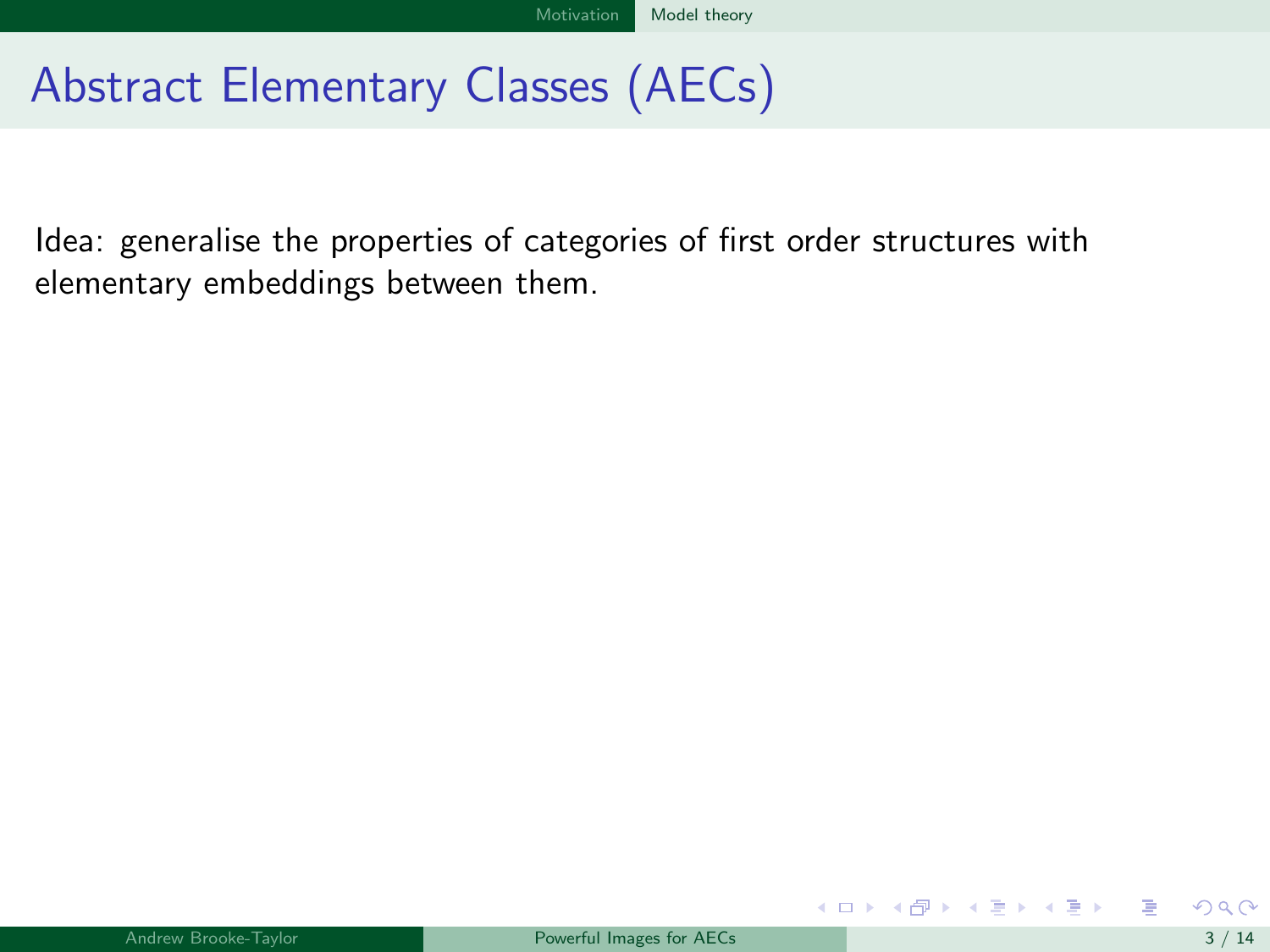# Abstract Elementary Classes (AECs)

Idea: generalise the properties of categories of first order structures with elementary embeddings between them.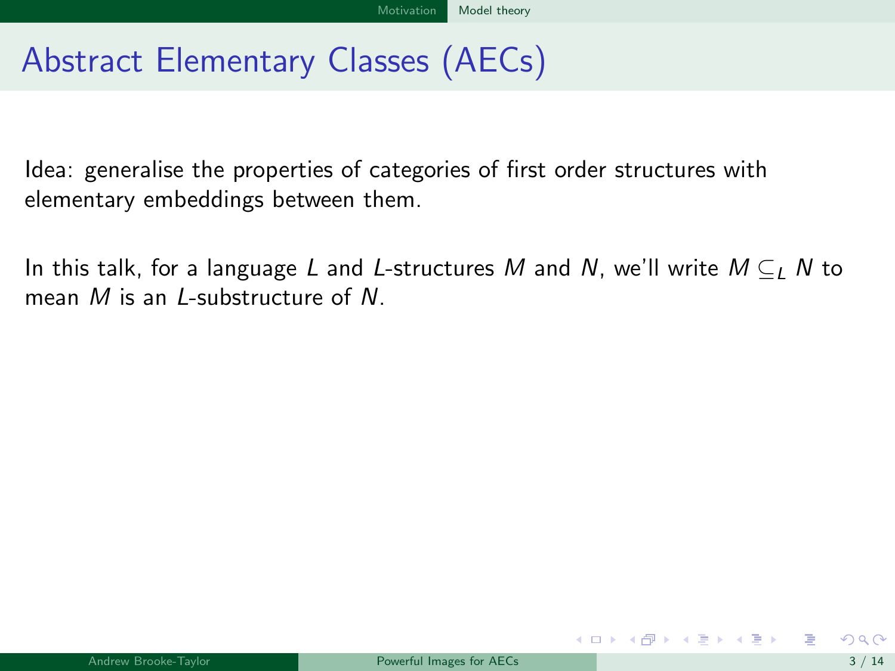# Abstract Elementary Classes (AECs)

Idea: generalise the properties of categories of first order structures with elementary embeddings between them.

In this talk, for a language $L$ and $L$-structures $M$ and $N$, we'll write $M \subseteq_L N$ to mean $M$ is an $L$-substructure of $N$.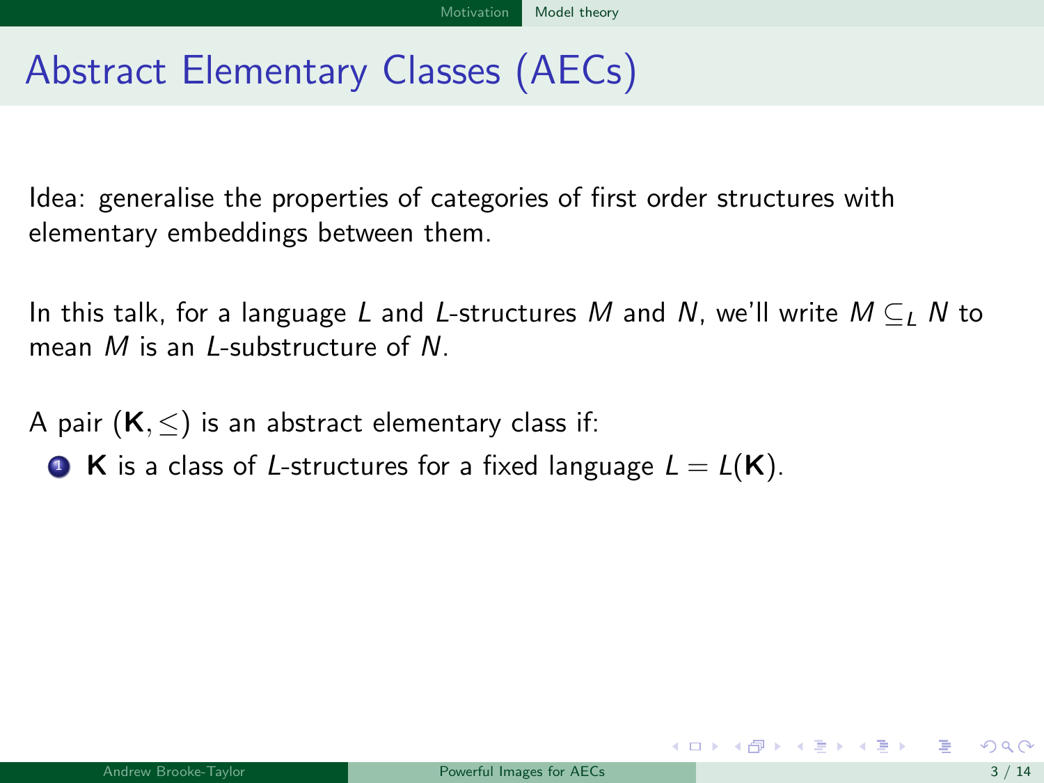# Abstract Elementary Classes (AECs)

Idea: generalise the properties of categories of first order structures with elementary embeddings between them.

In this talk, for a language $L$ and $L$-structures $M$ and $N$, we'll write $M \subseteq_L N$ to mean $M$ is an $L$-substructure of $N$.

A pair $(\mathbf{K}, \leq)$ is an abstract elementary class if:

1. $\mathbf{K}$ is a class of $L$-structures for a fixed language $L = L(\mathbf{K})$.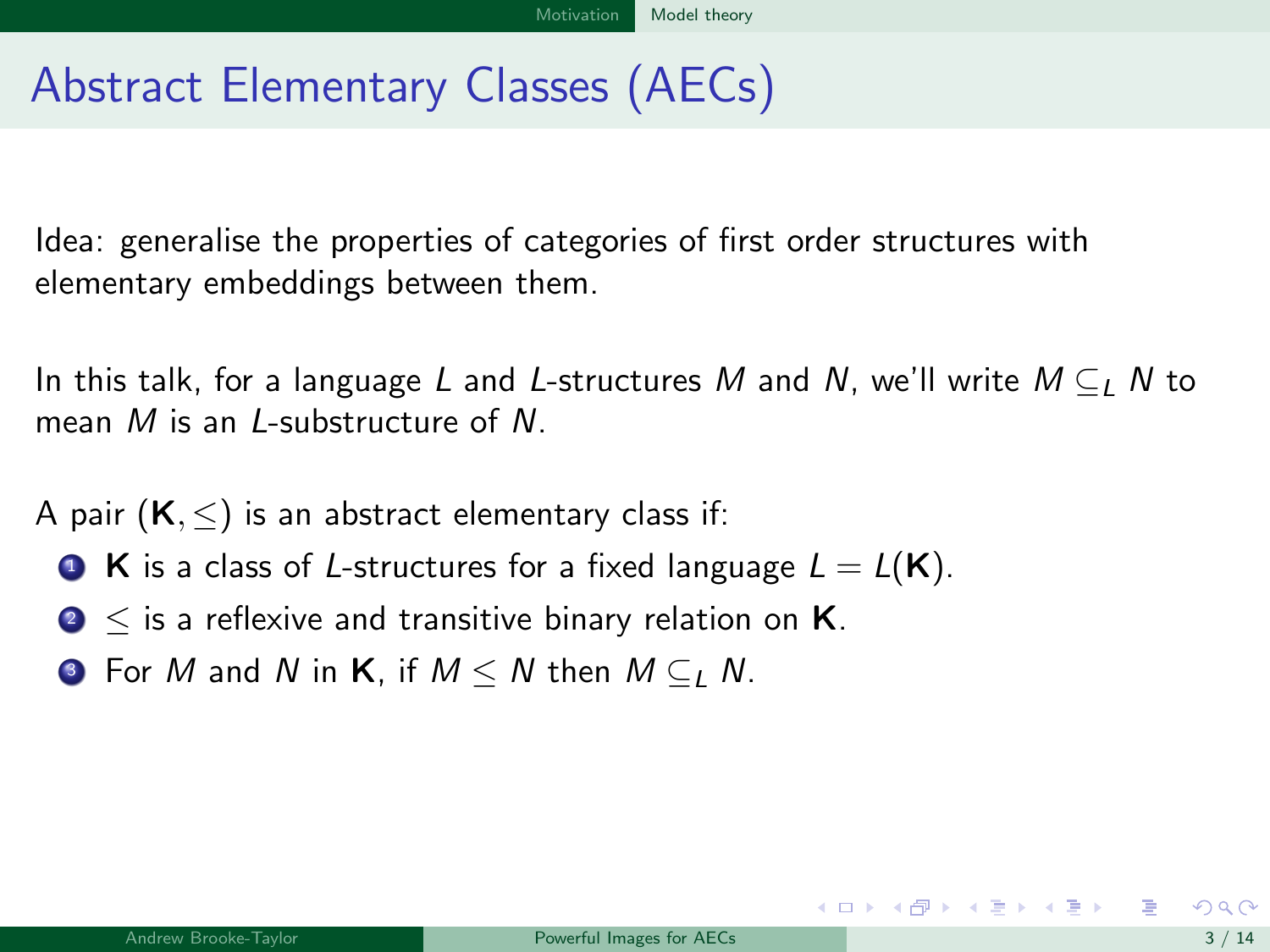# Abstract Elementary Classes (AECs)

Idea: generalise the properties of categories of first order structures with elementary embeddings between them.

In this talk, for a language $L$ and $L$-structures $M$ and $N$, we'll write $M \subseteq_L N$ to mean $M$ is an $L$-substructure of $N$.

A pair $(\mathbf{K}, \leq)$ is an abstract elementary class if:

1. $\mathbf{K}$ is a class of $L$-structures for a fixed language $L = L(\mathbf{K})$.
2. $\leq$ is a reflexive and transitive binary relation on $\mathbf{K}$.
3. For $M$ and $N$ in $\mathbf{K}$, if $M \leq N$ then $M \subseteq_L N$.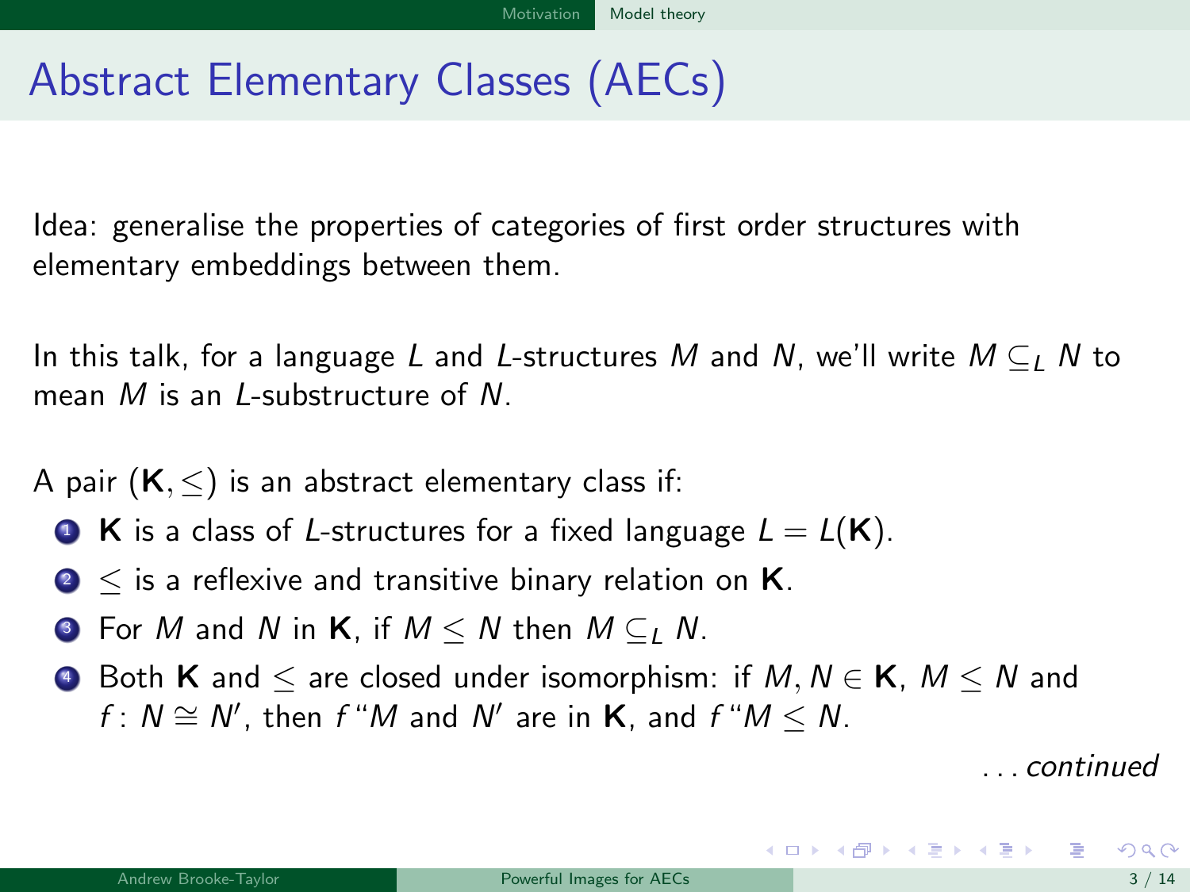# Abstract Elementary Classes (AECs)

Idea: generalise the properties of categories of first order structures with elementary embeddings between them.

In this talk, for a language $L$ and $L$-structures $M$ and $N$, we'll write $M \subseteq_L N$ to mean $M$ is an $L$-substructure of $N$.

A pair $(\mathbf{K}, \leq)$ is an abstract elementary class if:

1. $\mathbf{K}$ is a class of $L$-structures for a fixed language $L = L(\mathbf{K})$.
2. $\leq$ is a reflexive and transitive binary relation on $\mathbf{K}$.
3. For $M$ and $N$ in $\mathbf{K}$, if $M \leq N$ then $M \subseteq_L N$.
4. Both $\mathbf{K}$ and $\leq$ are closed under isomorphism: if $M, N \in \mathbf{K}$, $M \leq N$ and $f\colon N \cong N'$, then $f``M$ and $N'$ are in $\mathbf{K}$, and $f``M \leq N$.

*...continued*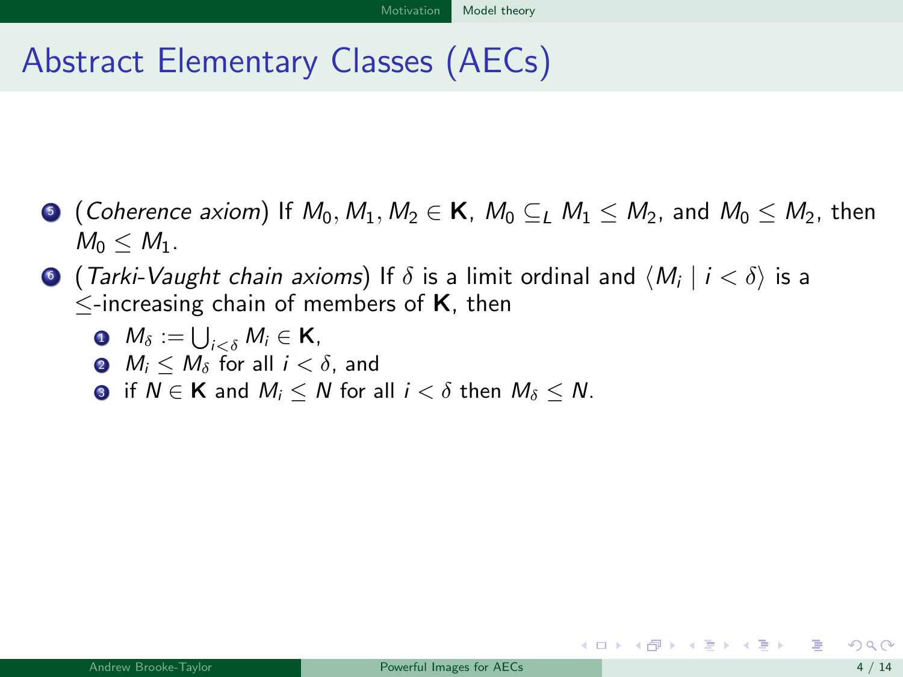# Abstract Elementary Classes (AECs)

5. (*Coherence axiom*) If $M_0, M_1, M_2 \in \mathbf{K}$, $M_0 \subseteq_L M_1 \leq M_2$, and $M_0 \leq M_2$, then $M_0 \leq M_1$.
6. (*Tarki-Vaught chain axioms*) If $\delta$ is a limit ordinal and $\langle M_i \mid i < \delta \rangle$ is a $\leq$-increasing chain of members of $\mathbf{K}$, then
   1. $M_\delta := \bigcup_{i<\delta} M_i \in \mathbf{K}$,
   2. $M_i \leq M_\delta$ for all $i < \delta$, and
   3. if $N \in \mathbf{K}$ and $M_i \leq N$ for all $i < \delta$ then $M_\delta \leq N$.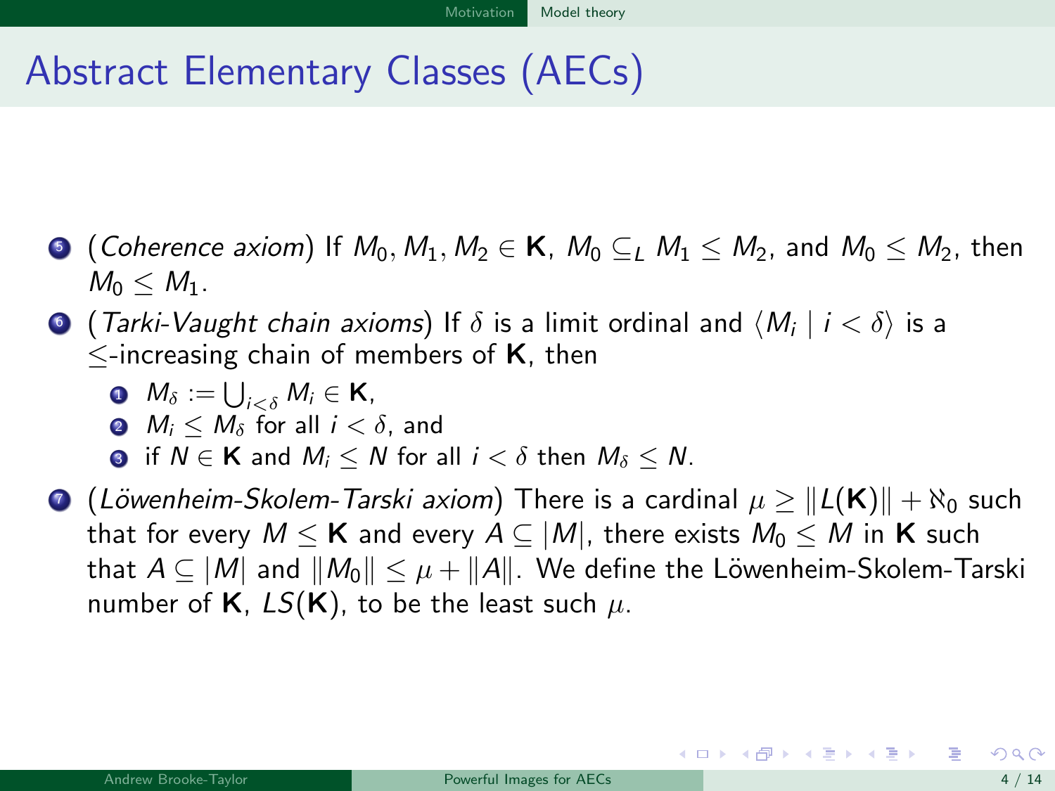# Abstract Elementary Classes (AECs)

5. (*Coherence axiom*) If $M_0, M_1, M_2 \in \mathbf{K}$, $M_0 \subseteq_L M_1 \leq M_2$, and $M_0 \leq M_2$, then $M_0 \leq M_1$.
6. (*Tarki-Vaught chain axioms*) If $\delta$ is a limit ordinal and $\langle M_i \mid i < \delta \rangle$ is a $\leq$-increasing chain of members of $\mathbf{K}$, then
   1. $M_\delta := \bigcup_{i<\delta} M_i \in \mathbf{K}$,
   2. $M_i \leq M_\delta$ for all $i < \delta$, and
   3. if $N \in \mathbf{K}$ and $M_i \leq N$ for all $i < \delta$ then $M_\delta \leq N$.
7. (*Löwenheim-Skolem-Tarski axiom*) There is a cardinal $\mu \geq \|L(\mathbf{K})\| + \aleph_0$ such that for every $M \leq \mathbf{K}$ and every $A \subseteq |M|$, there exists $M_0 \leq M$ in $\mathbf{K}$ such that $A \subseteq |M|$ and $\|M_0\| \leq \mu + \|A\|$. We define the Löwenheim-Skolem-Tarski number of $\mathbf{K}$, $LS(\mathbf{K})$, to be the least such $\mu$.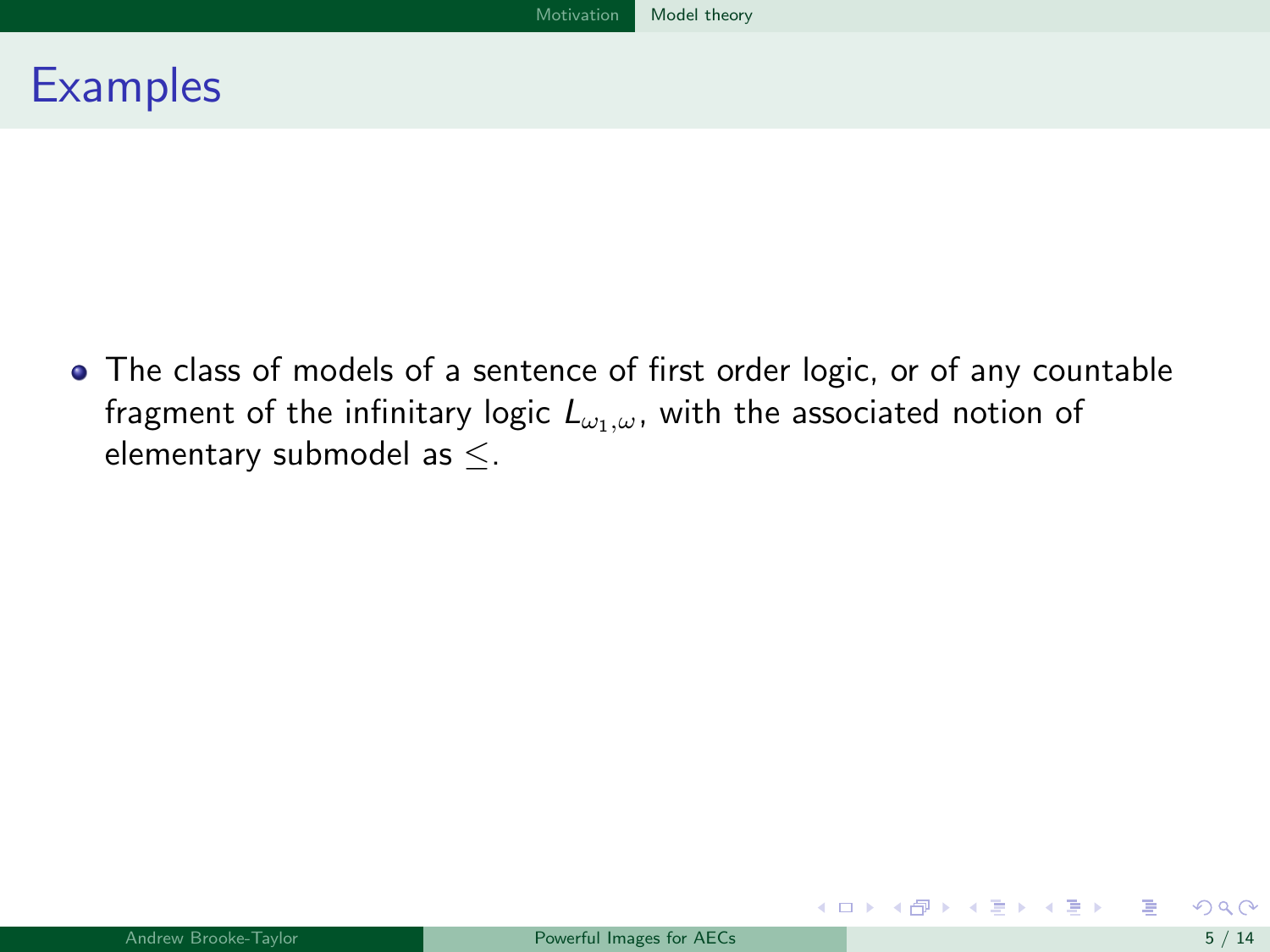# Examples

- The class of models of a sentence of first order logic, or of any countable fragment of the infinitary logic $L_{\omega_1,\omega}$, with the associated notion of elementary submodel as $\leq$.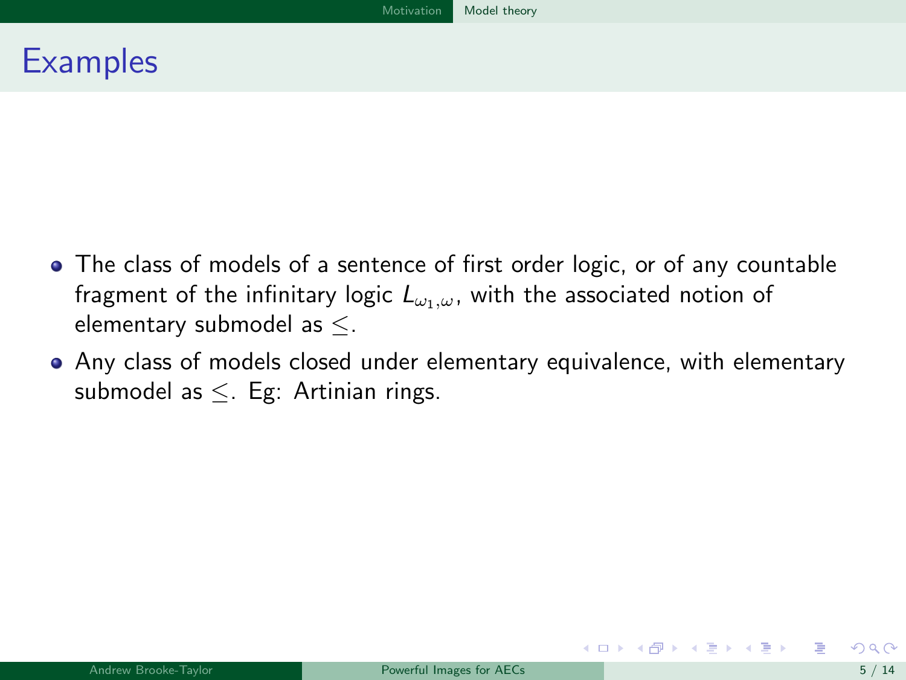# Examples

- The class of models of a sentence of first order logic, or of any countable fragment of the infinitary logic $L_{\omega_1,\omega}$, with the associated notion of elementary submodel as $\leq$.
- Any class of models closed under elementary equivalence, with elementary submodel as $\leq$. Eg: Artinian rings.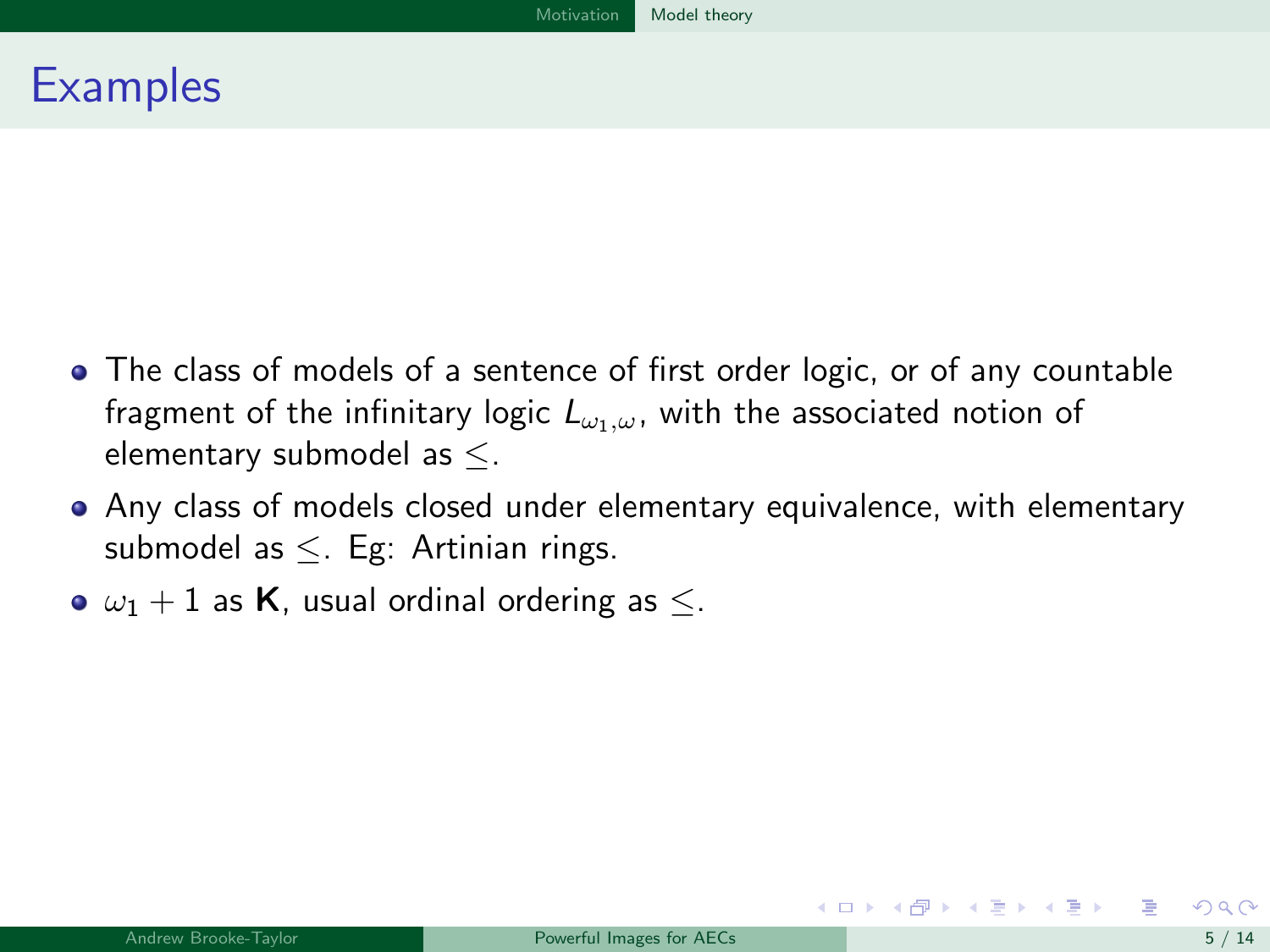# Examples

- The class of models of a sentence of first order logic, or of any countable fragment of the infinitary logic $L_{\omega_1,\omega}$, with the associated notion of elementary submodel as $\leq$.
- Any class of models closed under elementary equivalence, with elementary submodel as $\leq$. Eg: Artinian rings.
- $\omega_1 + 1$ as $\mathbf{K}$, usual ordinal ordering as $\leq$.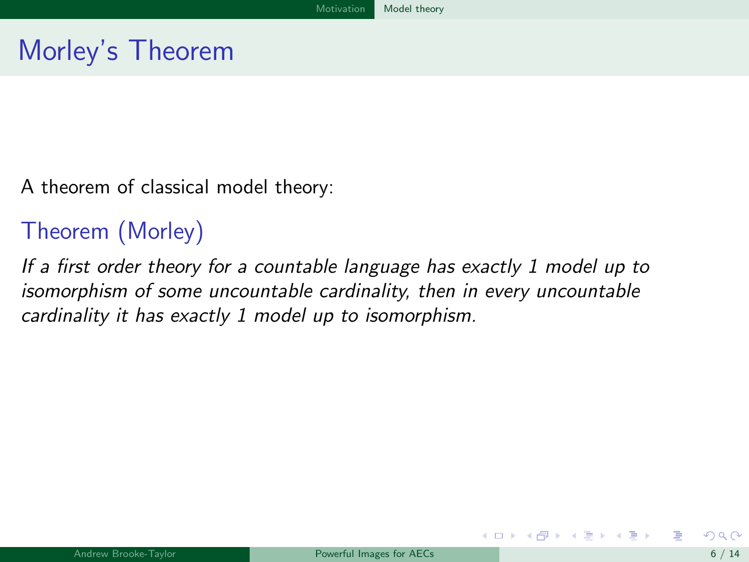# Morley's Theorem

A theorem of classical model theory:

### Theorem (Morley)

*If a first order theory for a countable language has exactly 1 model up to isomorphism of some uncountable cardinality, then in every uncountable cardinality it has exactly 1 model up to isomorphism.*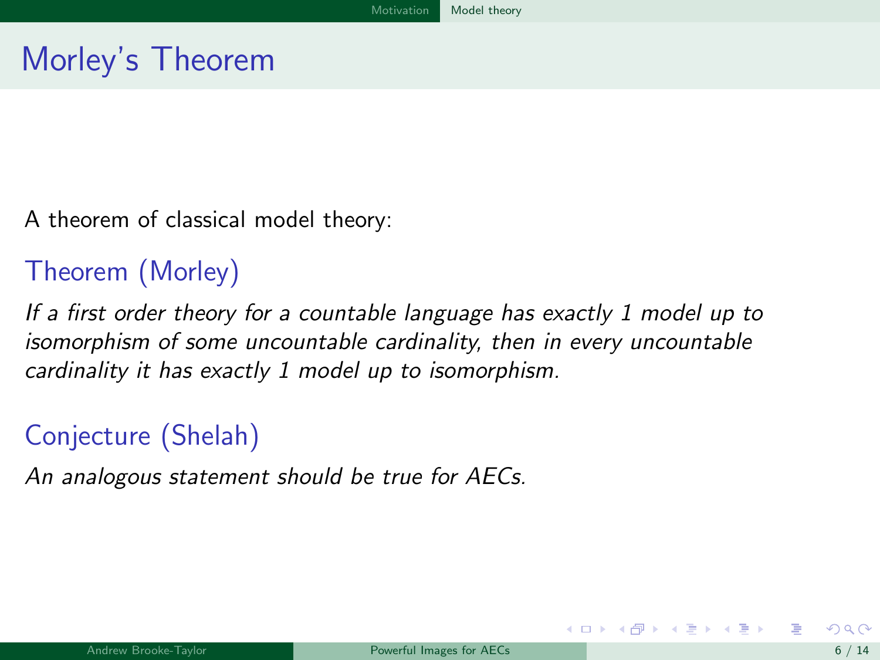# Morley's Theorem

A theorem of classical model theory:

### Theorem (Morley)

*If a first order theory for a countable language has exactly 1 model up to isomorphism of some uncountable cardinality, then in every uncountable cardinality it has exactly 1 model up to isomorphism.*

### Conjecture (Shelah)

*An analogous statement should be true for AECs.*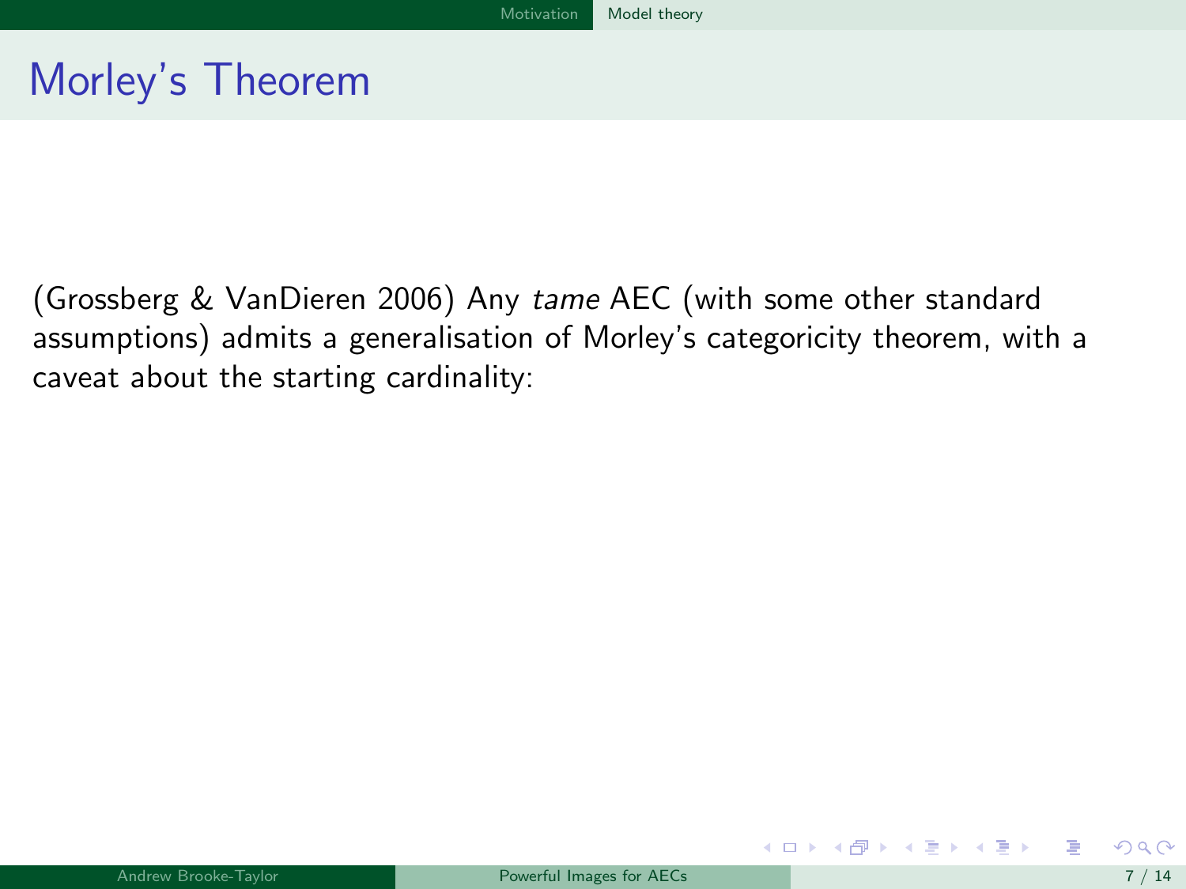# Morley's Theorem

(Grossberg & VanDieren 2006) Any *tame* AEC (with some other standard assumptions) admits a generalisation of Morley's categoricity theorem, with a caveat about the starting cardinality: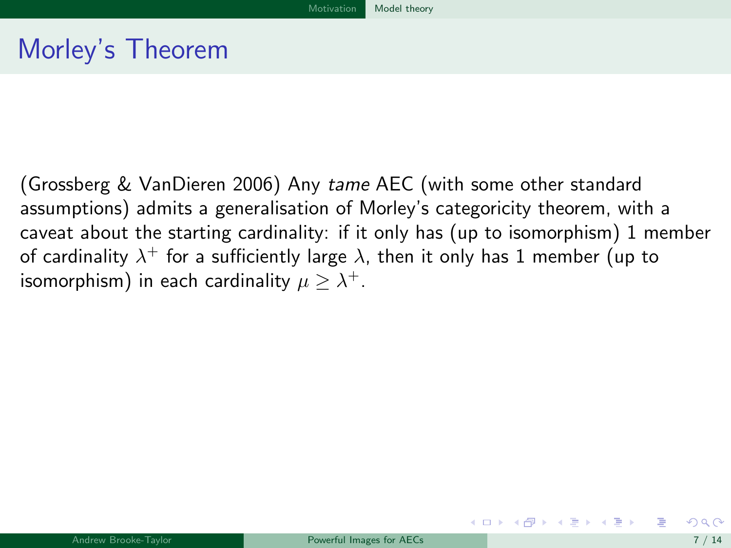# Morley's Theorem

(Grossberg & VanDieren 2006) Any *tame* AEC (with some other standard assumptions) admits a generalisation of Morley's categoricity theorem, with a caveat about the starting cardinality: if it only has (up to isomorphism) 1 member of cardinality $\lambda^+$ for a sufficiently large $\lambda$, then it only has 1 member (up to isomorphism) in each cardinality $\mu \geq \lambda^+$.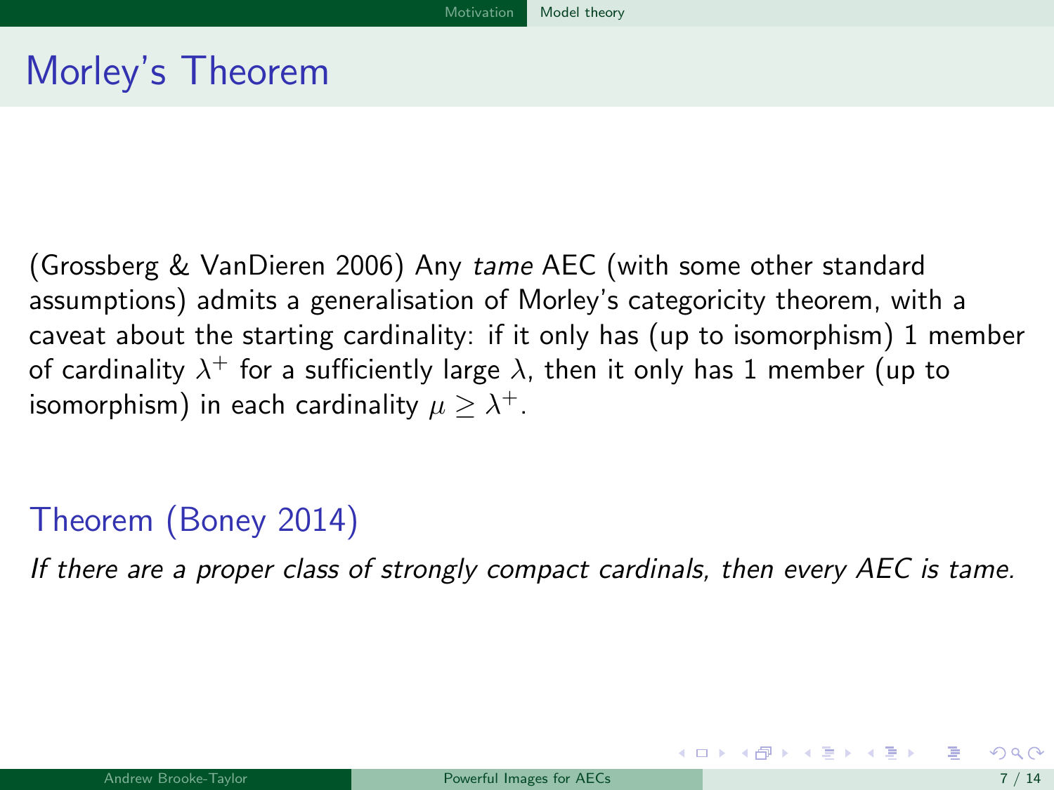# Morley's Theorem

(Grossberg & VanDieren 2006) Any *tame* AEC (with some other standard assumptions) admits a generalisation of Morley's categoricity theorem, with a caveat about the starting cardinality: if it only has (up to isomorphism) 1 member of cardinality $\lambda^+$ for a sufficiently large $\lambda$, then it only has 1 member (up to isomorphism) in each cardinality $\mu \geq \lambda^+$.

### Theorem (Boney 2014)

*If there are a proper class of strongly compact cardinals, then every AEC is tame.*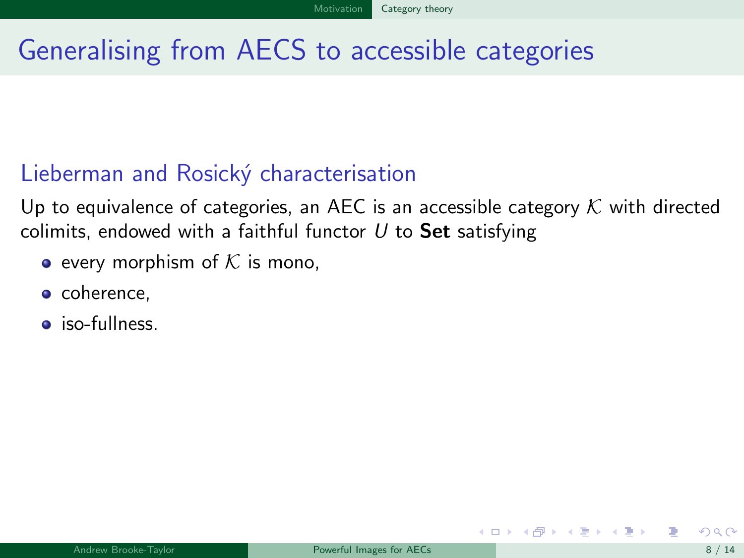# Generalising from AECS to accessible categories

## Lieberman and Rosický characterisation

Up to equivalence of categories, an AEC is an accessible category $\mathcal{K}$ with directed colimits, endowed with a faithful functor $U$ to **Set** satisfying

- every morphism of $\mathcal{K}$ is mono,
- coherence,
- iso-fullness.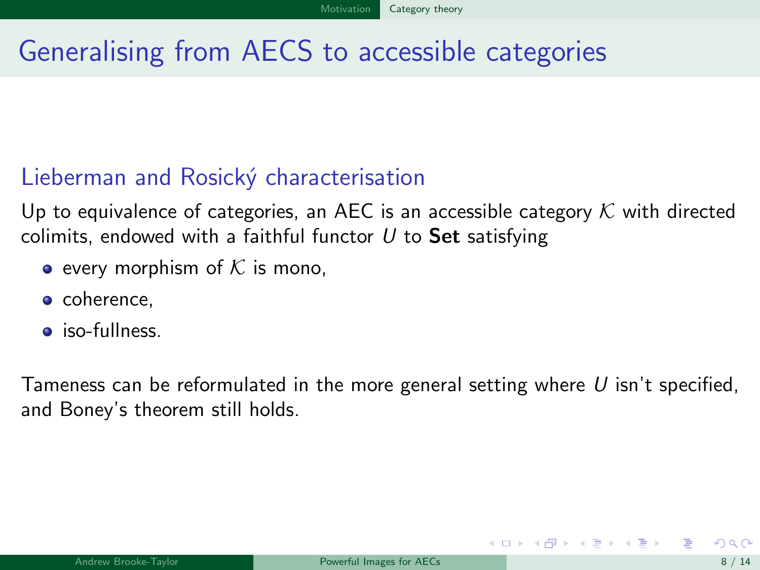# Generalising from AECS to accessible categories

## Lieberman and Rosický characterisation

Up to equivalence of categories, an AEC is an accessible category $\mathcal{K}$ with directed colimits, endowed with a faithful functor $U$ to **Set** satisfying

- every morphism of $\mathcal{K}$ is mono,
- coherence,
- iso-fullness.

Tameness can be reformulated in the more general setting where $U$ isn't specified, and Boney's theorem still holds.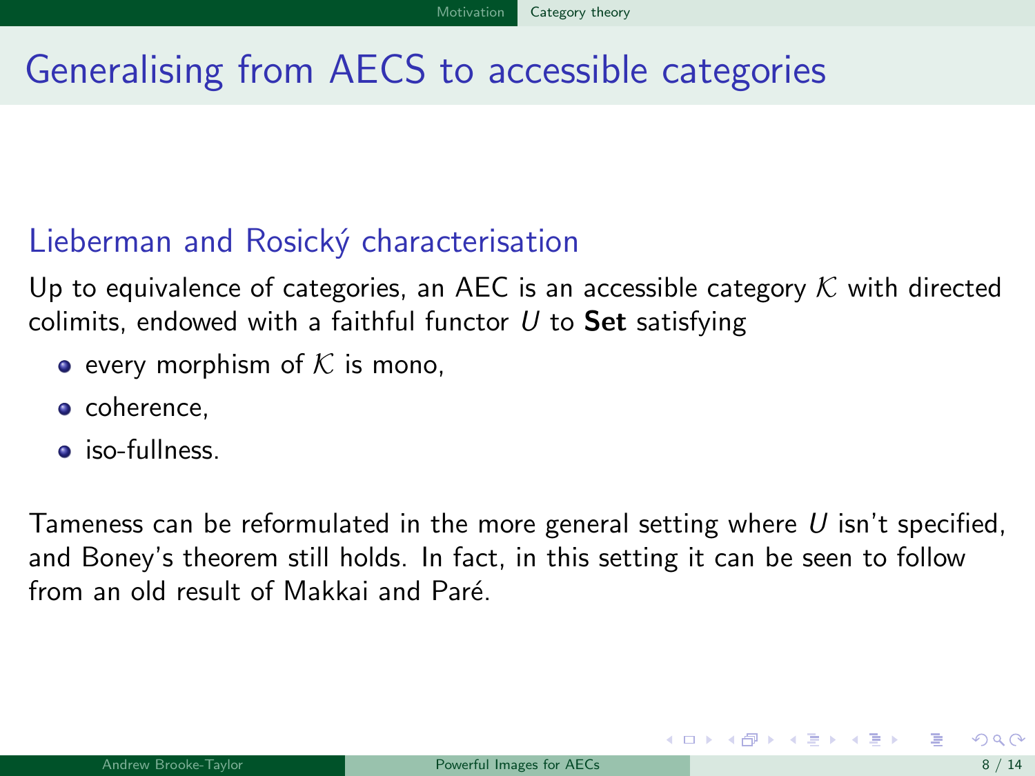# Generalising from AECS to accessible categories

## Lieberman and Rosický characterisation

Up to equivalence of categories, an AEC is an accessible category $\mathcal{K}$ with directed colimits, endowed with a faithful functor $U$ to **Set** satisfying

- every morphism of $\mathcal{K}$ is mono,
- coherence,
- iso-fullness.

Tameness can be reformulated in the more general setting where $U$ isn't specified, and Boney's theorem still holds. In fact, in this setting it can be seen to follow from an old result of Makkai and Paré.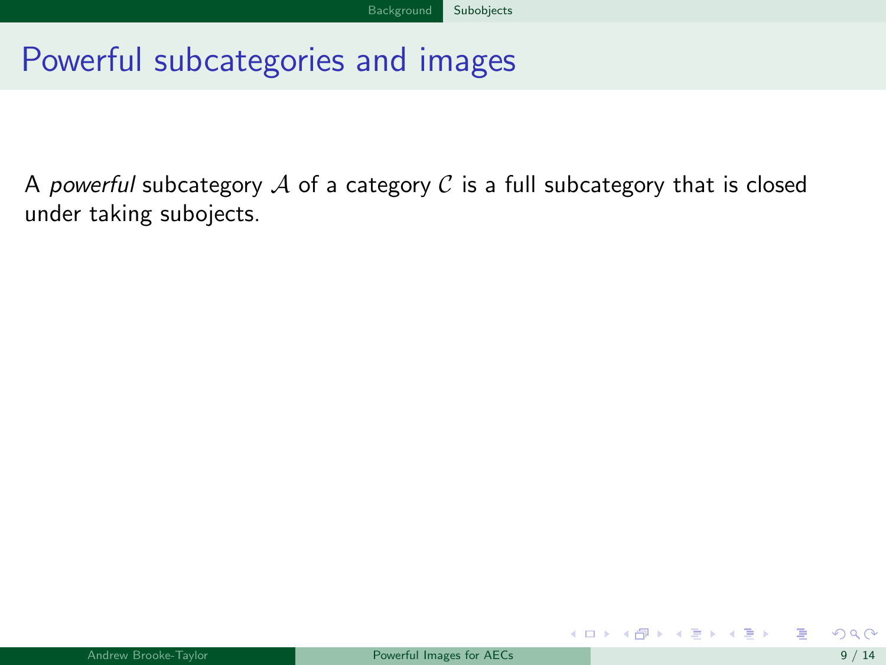# Powerful subcategories and images

A *powerful* subcategory $\mathcal{A}$ of a category $\mathcal{C}$ is a full subcategory that is closed under taking subojects.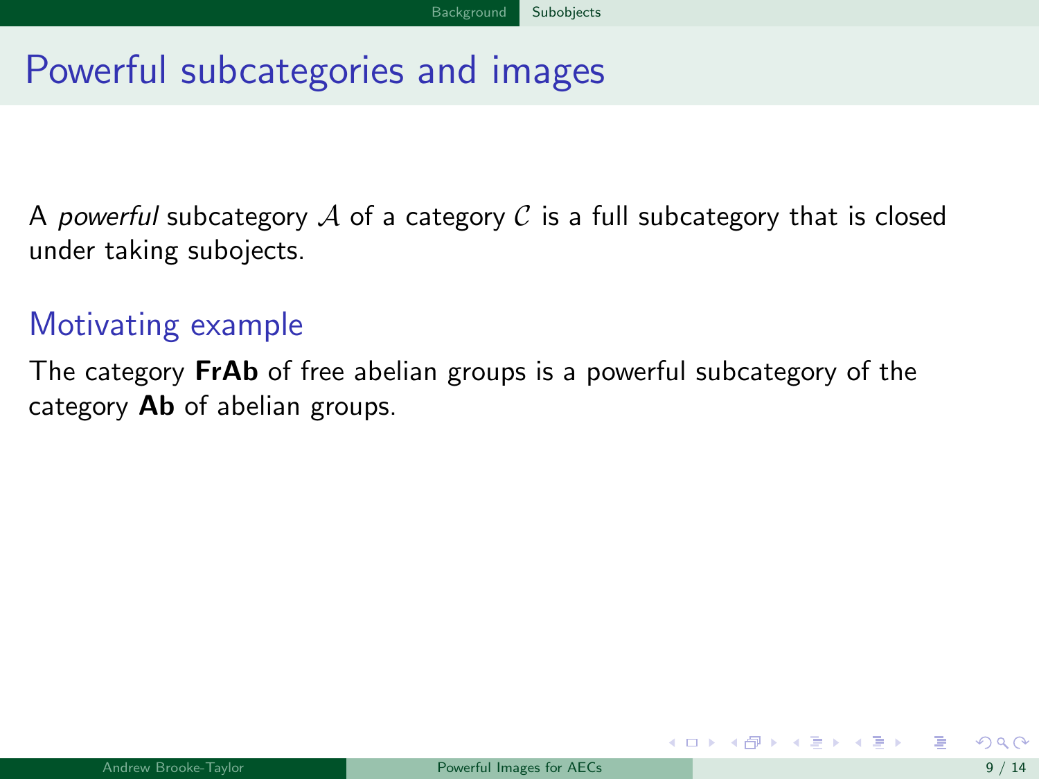# Powerful subcategories and images

A *powerful* subcategory $\mathcal{A}$ of a category $\mathcal{C}$ is a full subcategory that is closed under taking subojects.

## Motivating example

The category **FrAb** of free abelian groups is a powerful subcategory of the category **Ab** of abelian groups.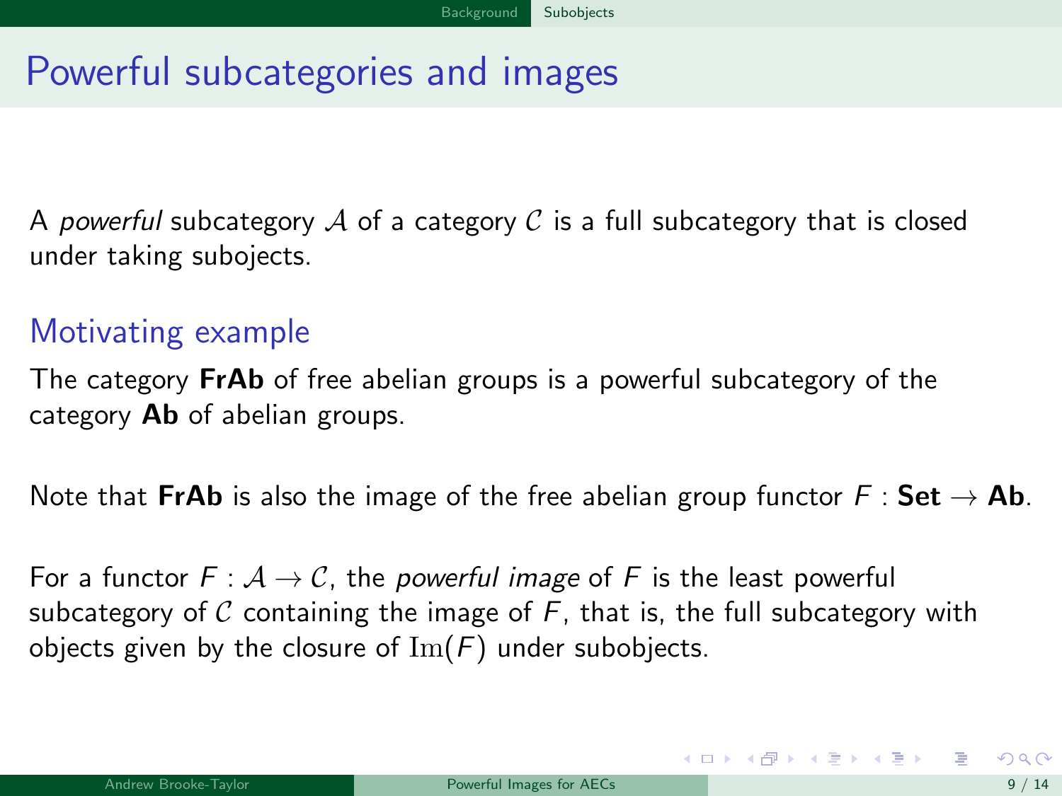# Powerful subcategories and images

A *powerful* subcategory $\mathcal{A}$ of a category $\mathcal{C}$ is a full subcategory that is closed under taking subojects.

## Motivating example

The category **FrAb** of free abelian groups is a powerful subcategory of the category **Ab** of abelian groups.

Note that **FrAb** is also the image of the free abelian group functor $F : \mathbf{Set} \to \mathbf{Ab}$.

For a functor $F : \mathcal{A} \to \mathcal{C}$, the *powerful image* of $F$ is the least powerful subcategory of $\mathcal{C}$ containing the image of $F$, that is, the full subcategory with objects given by the closure of $\mathrm{Im}(F)$ under subobjects.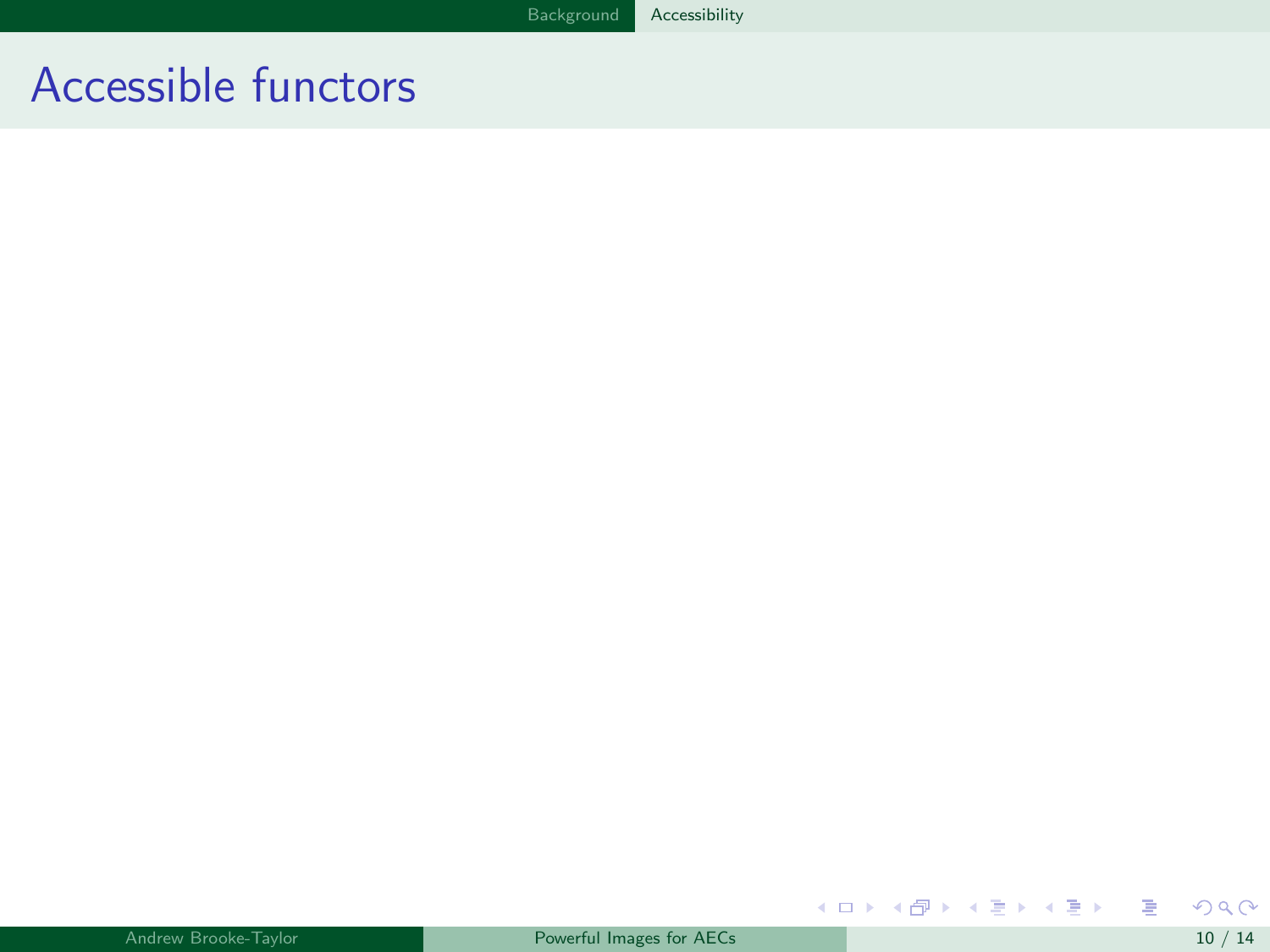# Accessible functors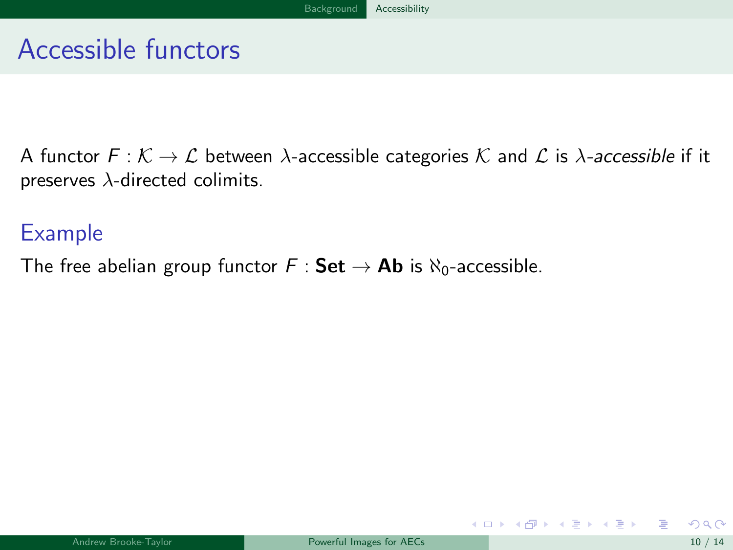# Accessible functors

A functor $F : \mathcal{K} \to \mathcal{L}$ between $\lambda$-accessible categories $\mathcal{K}$ and $\mathcal{L}$ is $\lambda$-*accessible* if it preserves $\lambda$-directed colimits.

## Example

The free abelian group functor $F : \mathbf{Set} \to \mathbf{Ab}$ is $\aleph_0$-accessible.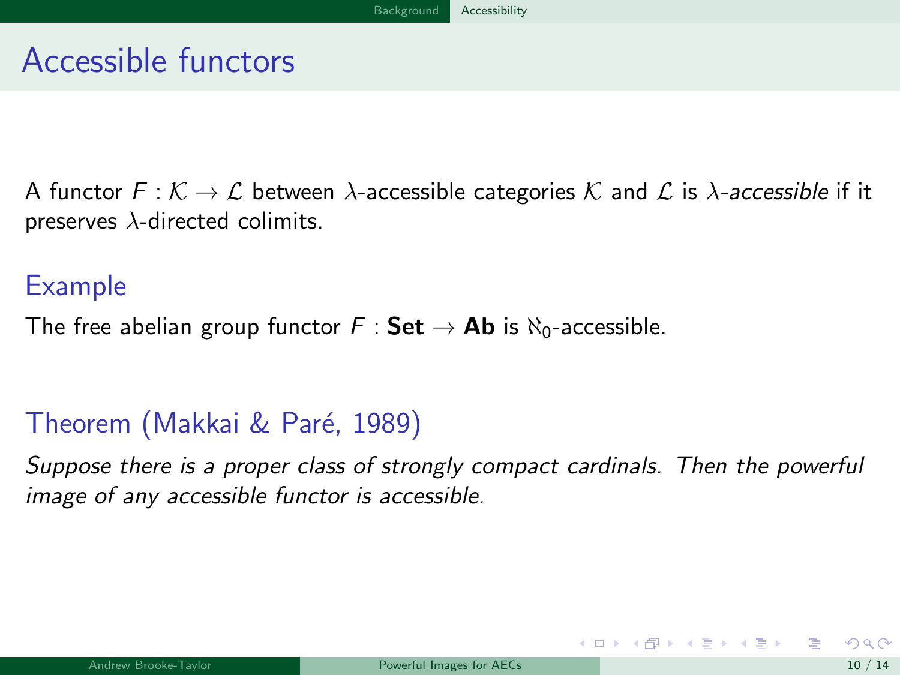# Accessible functors

A functor $F : \mathcal{K} \to \mathcal{L}$ between $\lambda$-accessible categories $\mathcal{K}$ and $\mathcal{L}$ is *$\lambda$-accessible* if it preserves $\lambda$-directed colimits.

### Example

The free abelian group functor $F : \mathbf{Set} \to \mathbf{Ab}$ is $\aleph_0$-accessible.

### Theorem (Makkai & Paré, 1989)

*Suppose there is a proper class of strongly compact cardinals. Then the powerful image of any accessible functor is accessible.*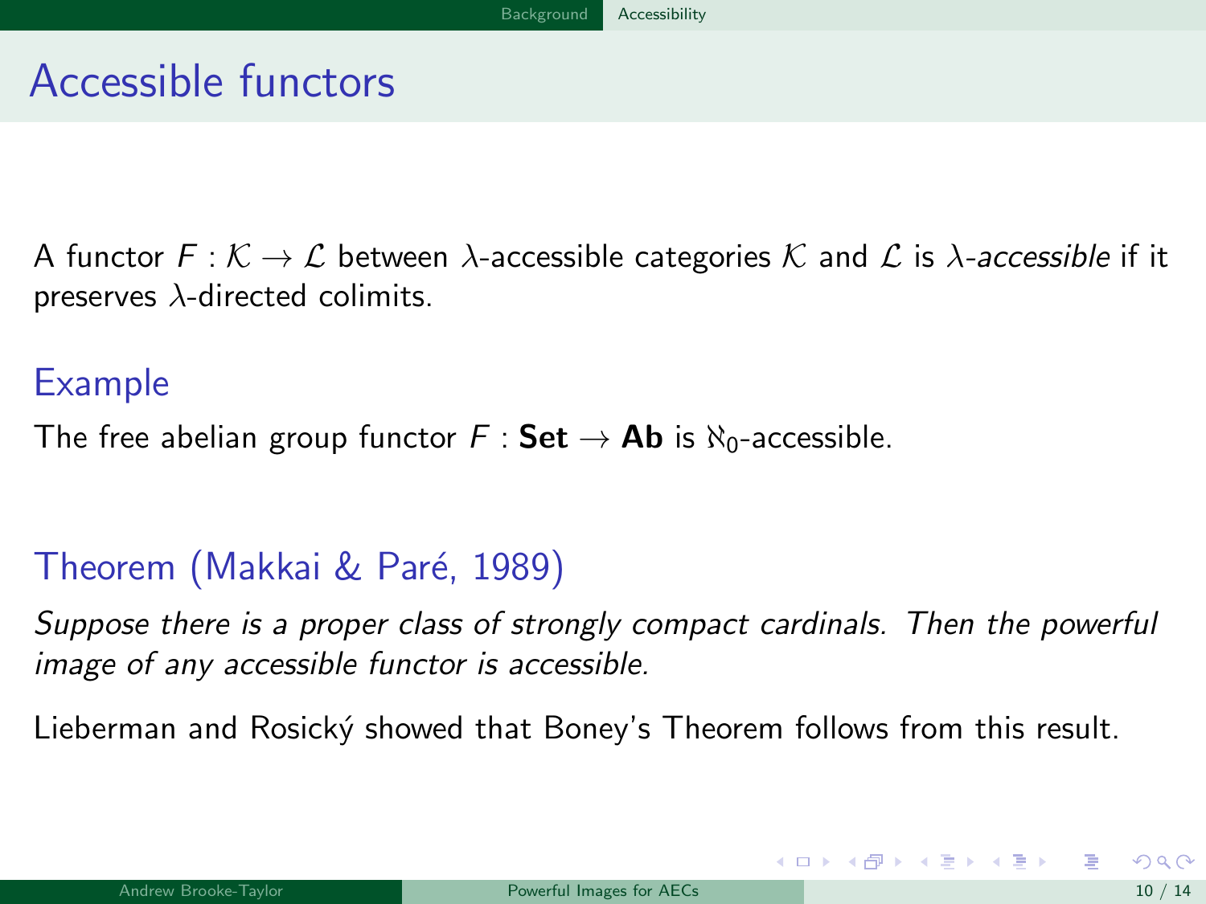# Accessible functors

A functor $F : \mathcal{K} \to \mathcal{L}$ between $\lambda$-accessible categories $\mathcal{K}$ and $\mathcal{L}$ is $\lambda$-*accessible* if it preserves $\lambda$-directed colimits.

### Example

The free abelian group functor $F : \mathbf{Set} \to \mathbf{Ab}$ is $\aleph_0$-accessible.

### Theorem (Makkai & Paré, 1989)

*Suppose there is a proper class of strongly compact cardinals. Then the powerful image of any accessible functor is accessible.*

Lieberman and Rosický showed that Boney's Theorem follows from this result.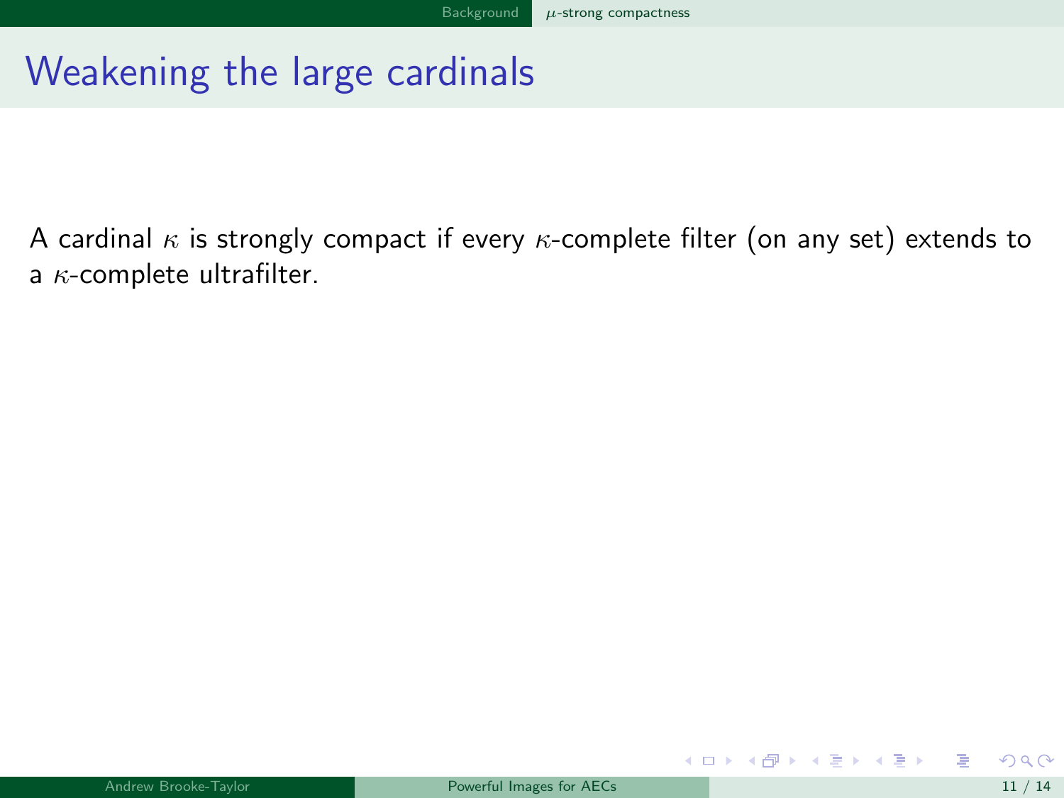# Weakening the large cardinals

A cardinal $\kappa$ is strongly compact if every $\kappa$-complete filter (on any set) extends to a $\kappa$-complete ultrafilter.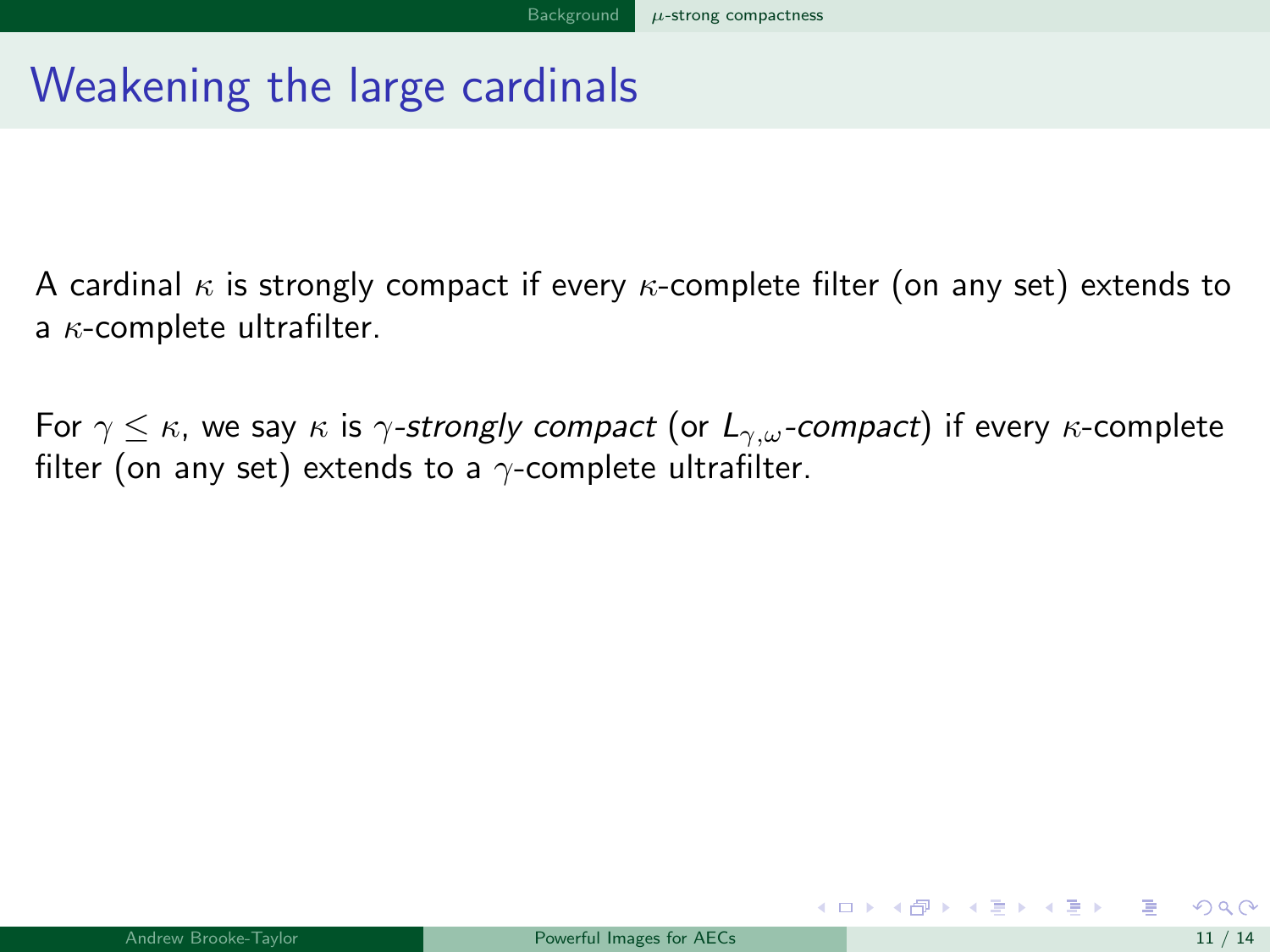# Weakening the large cardinals

A cardinal $\kappa$ is strongly compact if every $\kappa$-complete filter (on any set) extends to a $\kappa$-complete ultrafilter.

For $\gamma \leq \kappa$, we say $\kappa$ is *$\gamma$-strongly compact* (or *$L_{\gamma,\omega}$-compact*) if every $\kappa$-complete filter (on any set) extends to a $\gamma$-complete ultrafilter.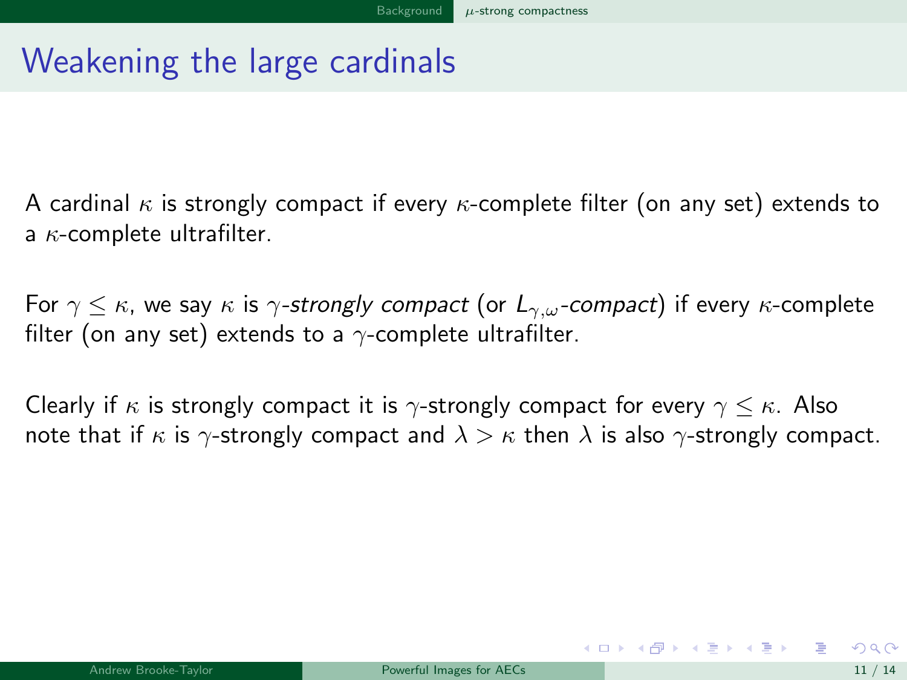# Weakening the large cardinals

A cardinal $\kappa$ is strongly compact if every $\kappa$-complete filter (on any set) extends to a $\kappa$-complete ultrafilter.

For $\gamma \leq \kappa$, we say $\kappa$ is *$\gamma$-strongly compact* (or *$L_{\gamma,\omega}$-compact*) if every $\kappa$-complete filter (on any set) extends to a $\gamma$-complete ultrafilter.

Clearly if $\kappa$ is strongly compact it is $\gamma$-strongly compact for every $\gamma \leq \kappa$. Also note that if $\kappa$ is $\gamma$-strongly compact and $\lambda > \kappa$ then $\lambda$ is also $\gamma$-strongly compact.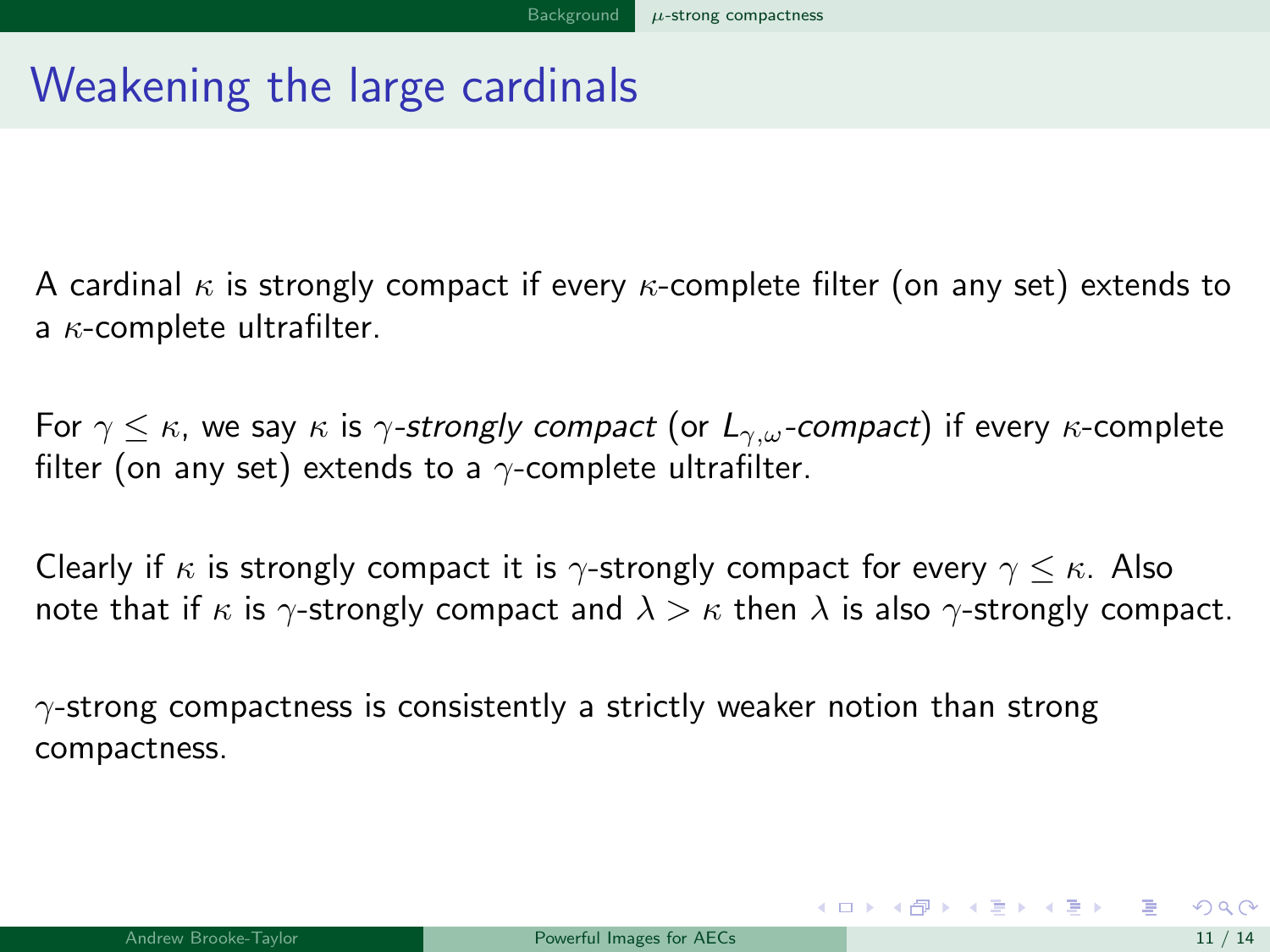# Weakening the large cardinals

A cardinal $\kappa$ is strongly compact if every $\kappa$-complete filter (on any set) extends to a $\kappa$-complete ultrafilter.

For $\gamma \leq \kappa$, we say $\kappa$ is *$\gamma$-strongly compact* (or *$L_{\gamma,\omega}$-compact*) if every $\kappa$-complete filter (on any set) extends to a $\gamma$-complete ultrafilter.

Clearly if $\kappa$ is strongly compact it is $\gamma$-strongly compact for every $\gamma \leq \kappa$. Also note that if $\kappa$ is $\gamma$-strongly compact and $\lambda > \kappa$ then $\lambda$ is also $\gamma$-strongly compact.

$\gamma$-strong compactness is consistently a strictly weaker notion than strong compactness.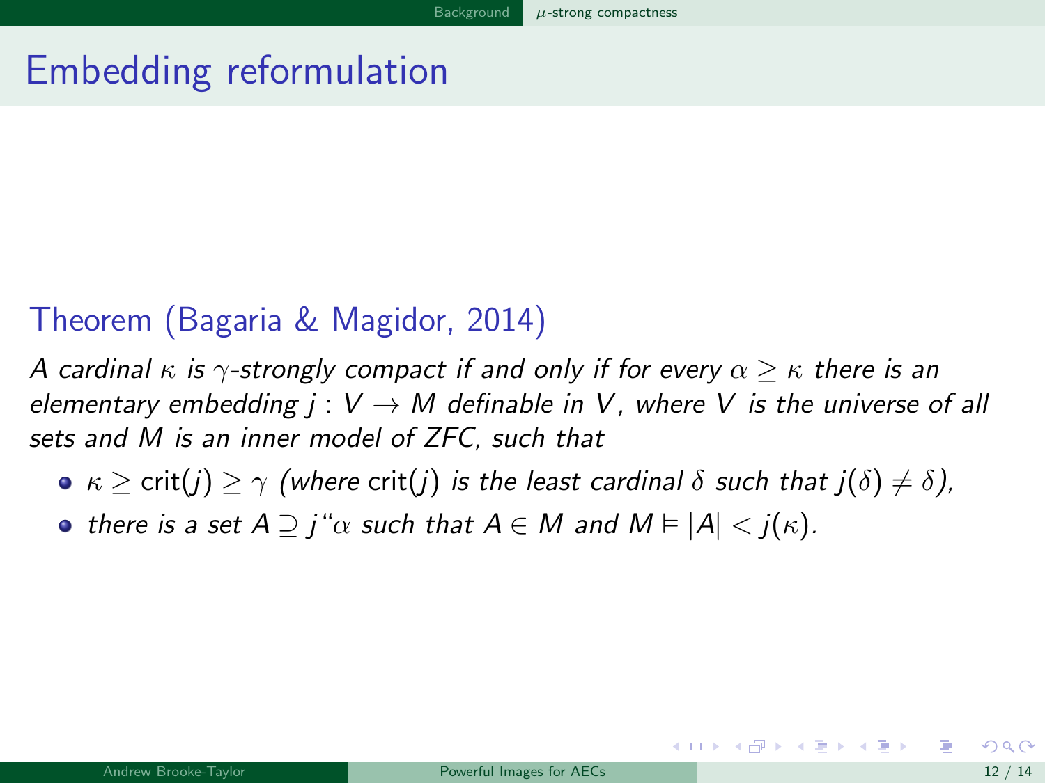# Embedding reformulation

### Theorem (Bagaria & Magidor, 2014)

*A cardinal $\kappa$ is $\gamma$-strongly compact if and only if for every $\alpha \geq \kappa$ there is an elementary embedding $j : V \to M$ definable in $V$, where $V$ is the universe of all sets and $M$ is an inner model of ZFC, such that*

- $\kappa \geq \text{crit}(j) \geq \gamma$ *(where* $\text{crit}(j)$ *is the least cardinal* $\delta$ *such that* $j(\delta) \neq \delta$*),*
- *there is a set* $A \supseteq j``\alpha$ *such that* $A \in M$ *and* $M \vDash |A| < j(\kappa)$*.*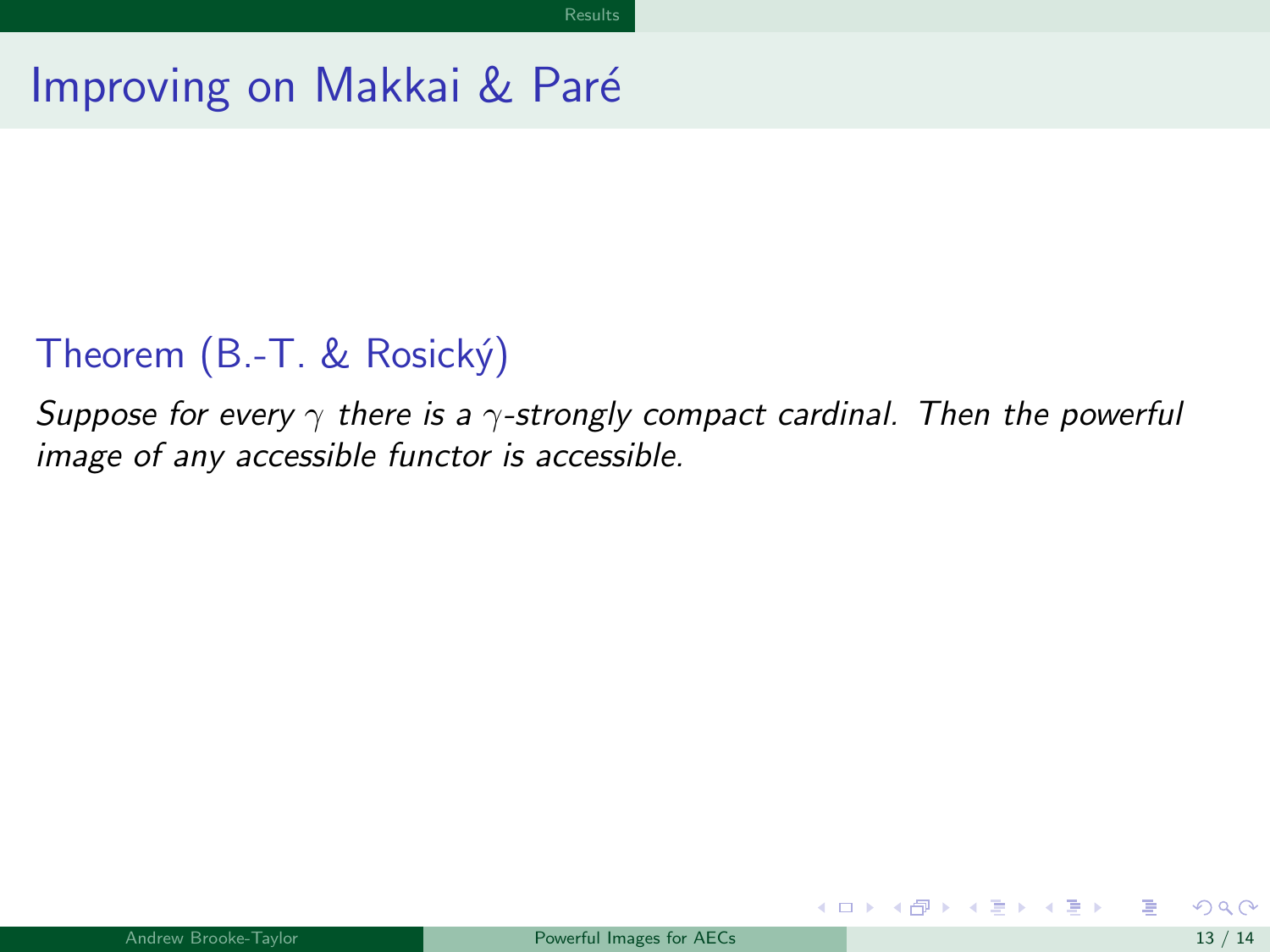# Improving on Makkai & Paré

**Theorem (B.-T. & Rosický)**

*Suppose for every $\gamma$ there is a $\gamma$-strongly compact cardinal. Then the powerful image of any accessible functor is accessible.*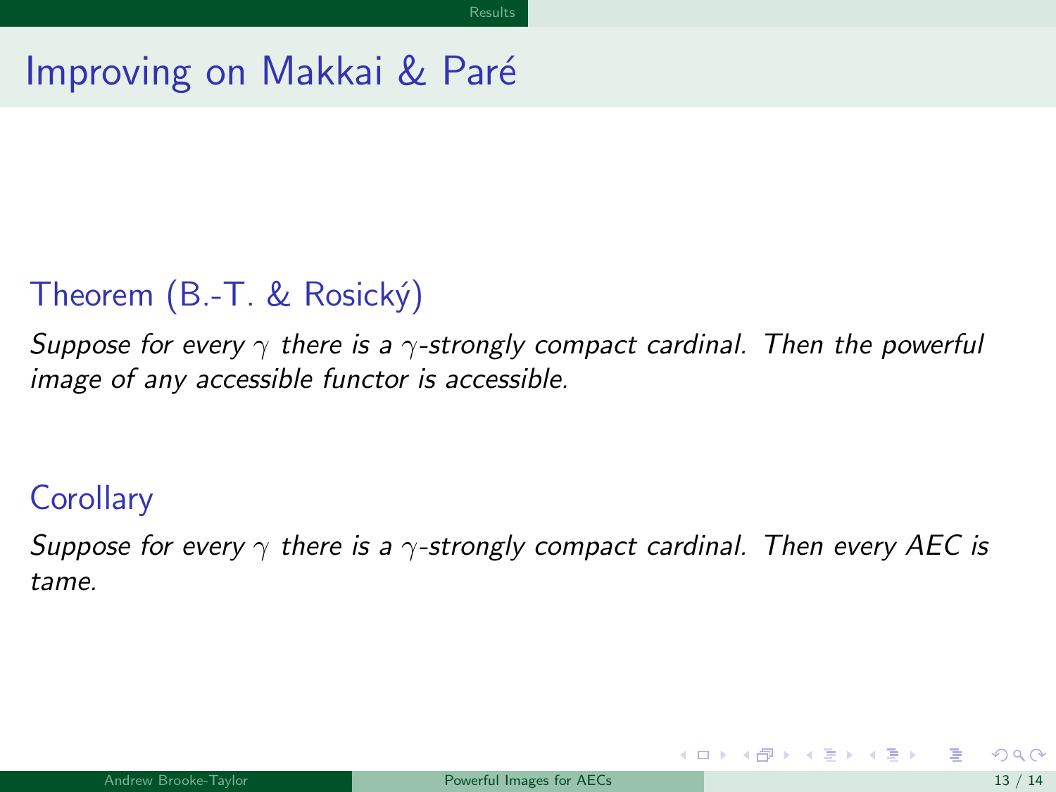# Improving on Makkai & Paré

**Theorem (B.-T. & Rosický)**

*Suppose for every $\gamma$ there is a $\gamma$-strongly compact cardinal. Then the powerful image of any accessible functor is accessible.*

**Corollary**

*Suppose for every $\gamma$ there is a $\gamma$-strongly compact cardinal. Then every AEC is tame.*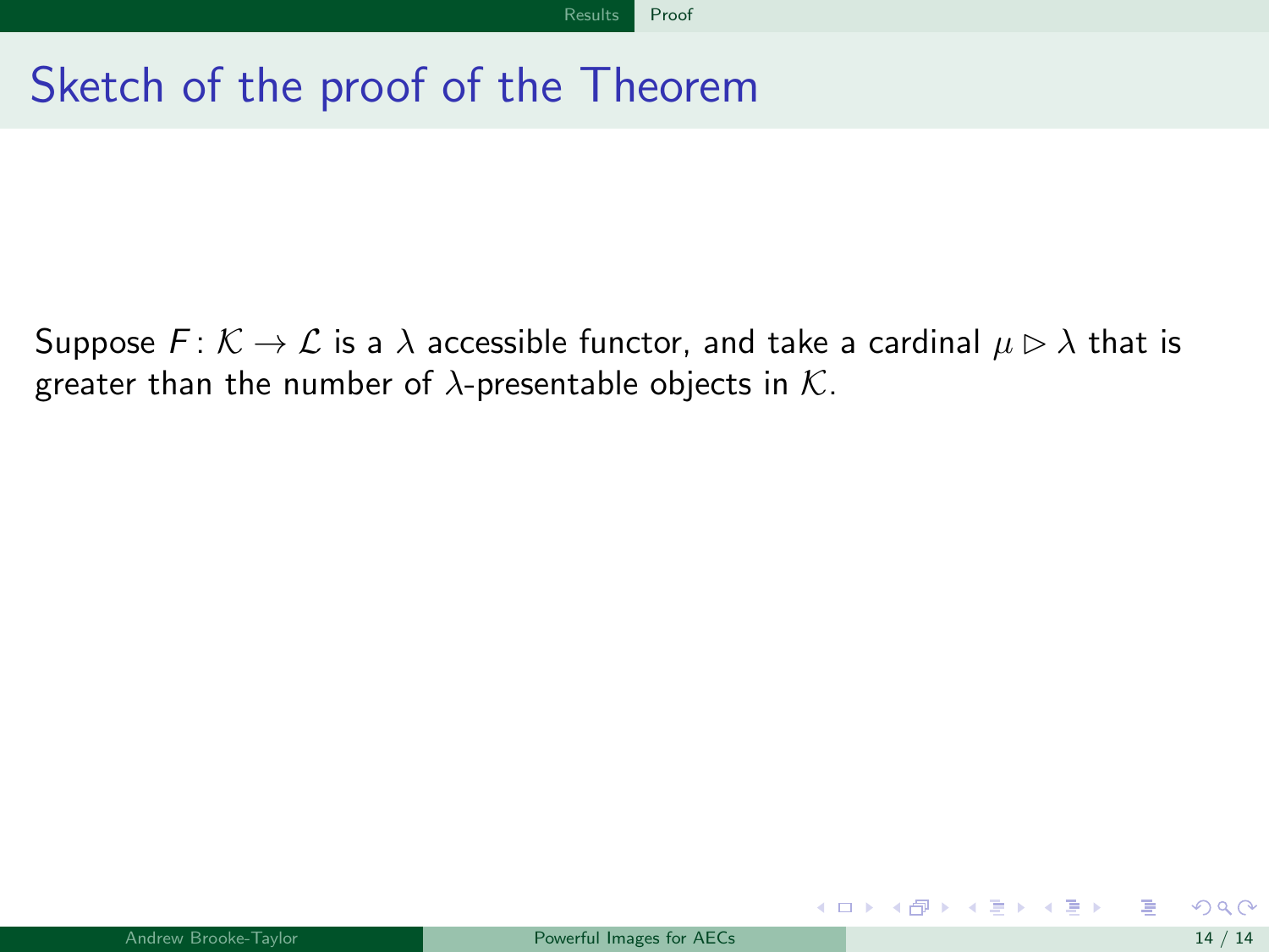# Sketch of the proof of the Theorem

Suppose $F\colon \mathcal{K} \to \mathcal{L}$ is a $\lambda$ accessible functor, and take a cardinal $\mu \rhd \lambda$ that is greater than the number of $\lambda$-presentable objects in $\mathcal{K}$.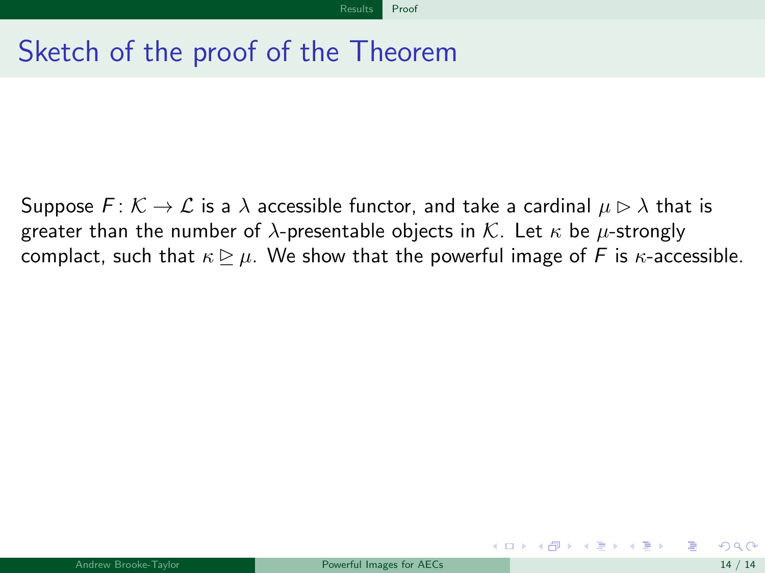# Sketch of the proof of the Theorem

Suppose $F\colon \mathcal{K} \to \mathcal{L}$ is a $\lambda$ accessible functor, and take a cardinal $\mu \rhd \lambda$ that is greater than the number of $\lambda$-presentable objects in $\mathcal{K}$. Let $\kappa$ be $\mu$-strongly complact, such that $\kappa \trianglerighteq \mu$. We show that the powerful image of $F$ is $\kappa$-accessible.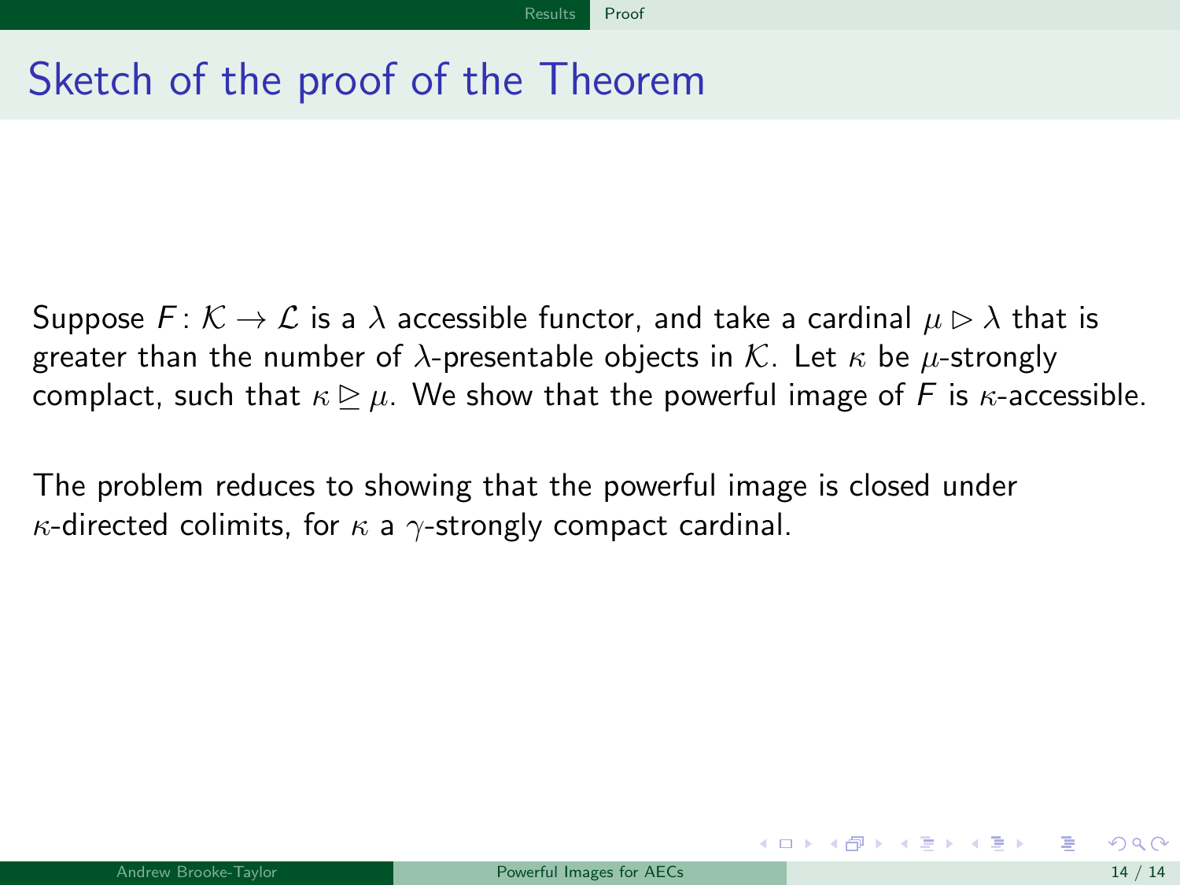# Sketch of the proof of the Theorem

Suppose $F\colon \mathcal{K} \to \mathcal{L}$ is a $\lambda$ accessible functor, and take a cardinal $\mu \rhd \lambda$ that is greater than the number of $\lambda$-presentable objects in $\mathcal{K}$. Let $\kappa$ be $\mu$-strongly complact, such that $\kappa \trianglerighteq \mu$. We show that the powerful image of $F$ is $\kappa$-accessible.

The problem reduces to showing that the powerful image is closed under $\kappa$-directed colimits, for $\kappa$ a $\gamma$-strongly compact cardinal.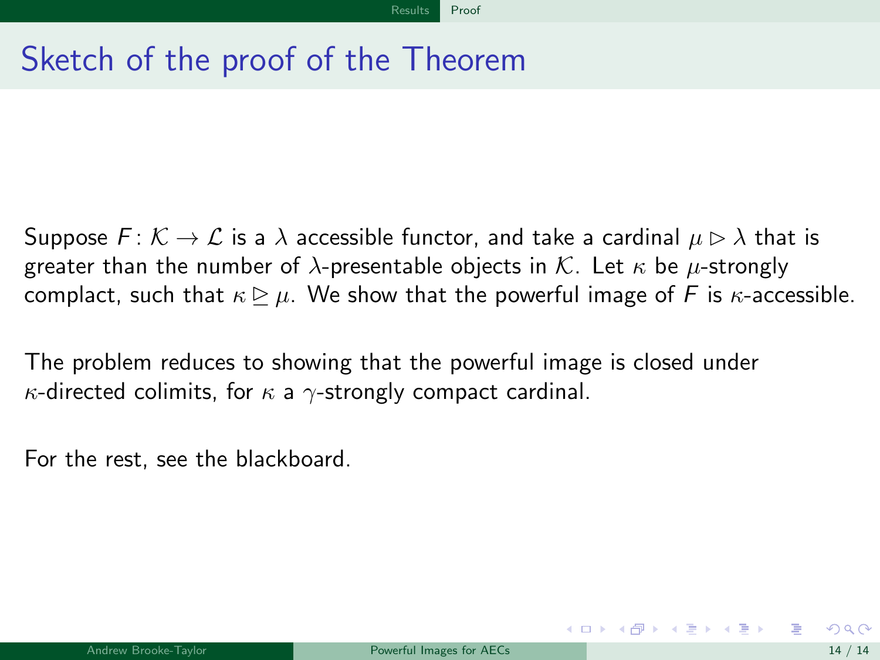# Sketch of the proof of the Theorem

Suppose $F\colon \mathcal{K} \to \mathcal{L}$ is a $\lambda$ accessible functor, and take a cardinal $\mu \rhd \lambda$ that is greater than the number of $\lambda$-presentable objects in $\mathcal{K}$. Let $\kappa$ be $\mu$-strongly complact, such that $\kappa \trianglerighteq \mu$. We show that the powerful image of $F$ is $\kappa$-accessible.

The problem reduces to showing that the powerful image is closed under $\kappa$-directed colimits, for $\kappa$ a $\gamma$-strongly compact cardinal.

For the rest, see the blackboard.